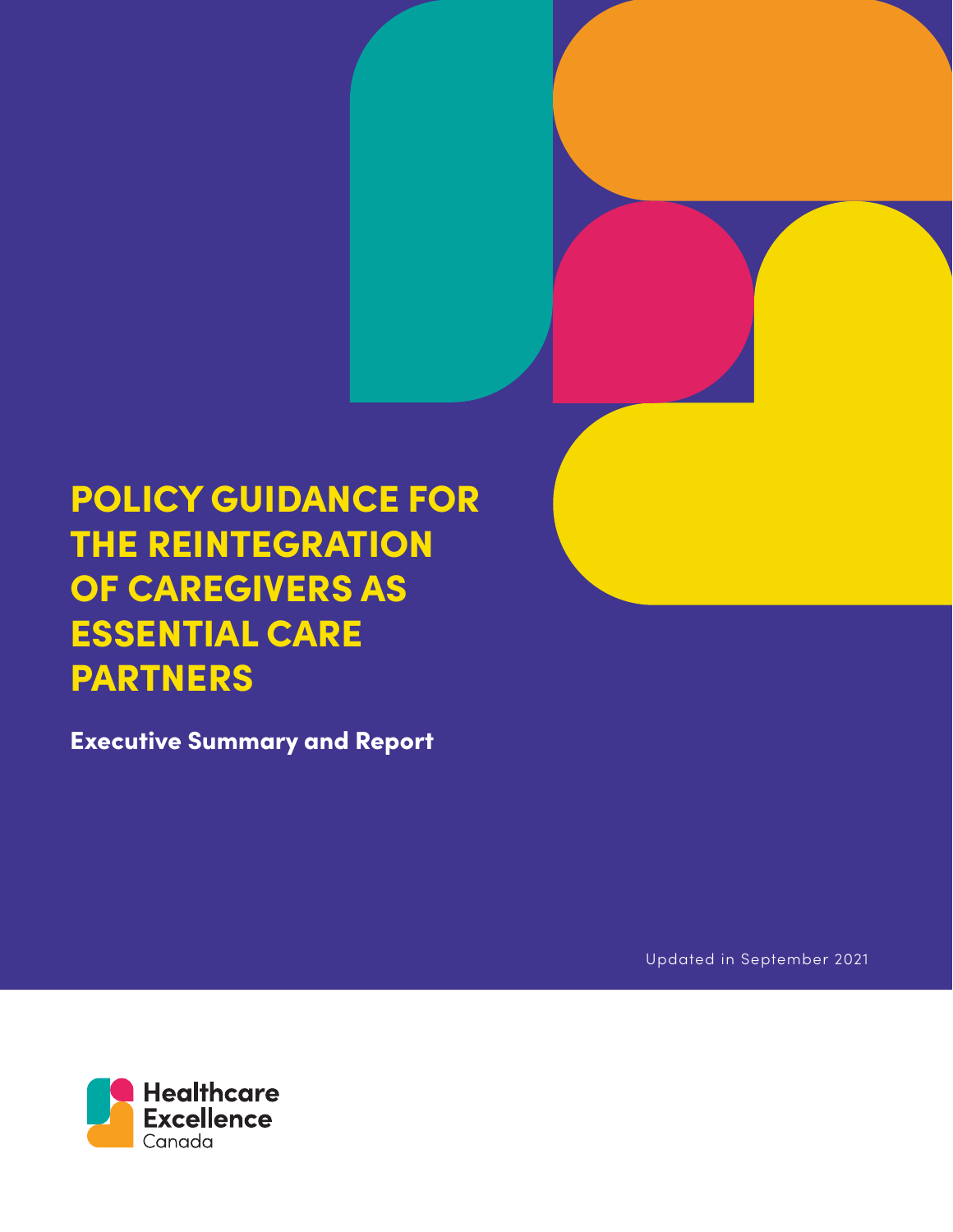# POLICY GUIDANCE FOR THE REINTEGRATION OF CAREGIVERS AS ESSENTIAL CARE PARTNERS

**Executive Summary and Report**

Updated in September 2021

Healthcare Excellence Canada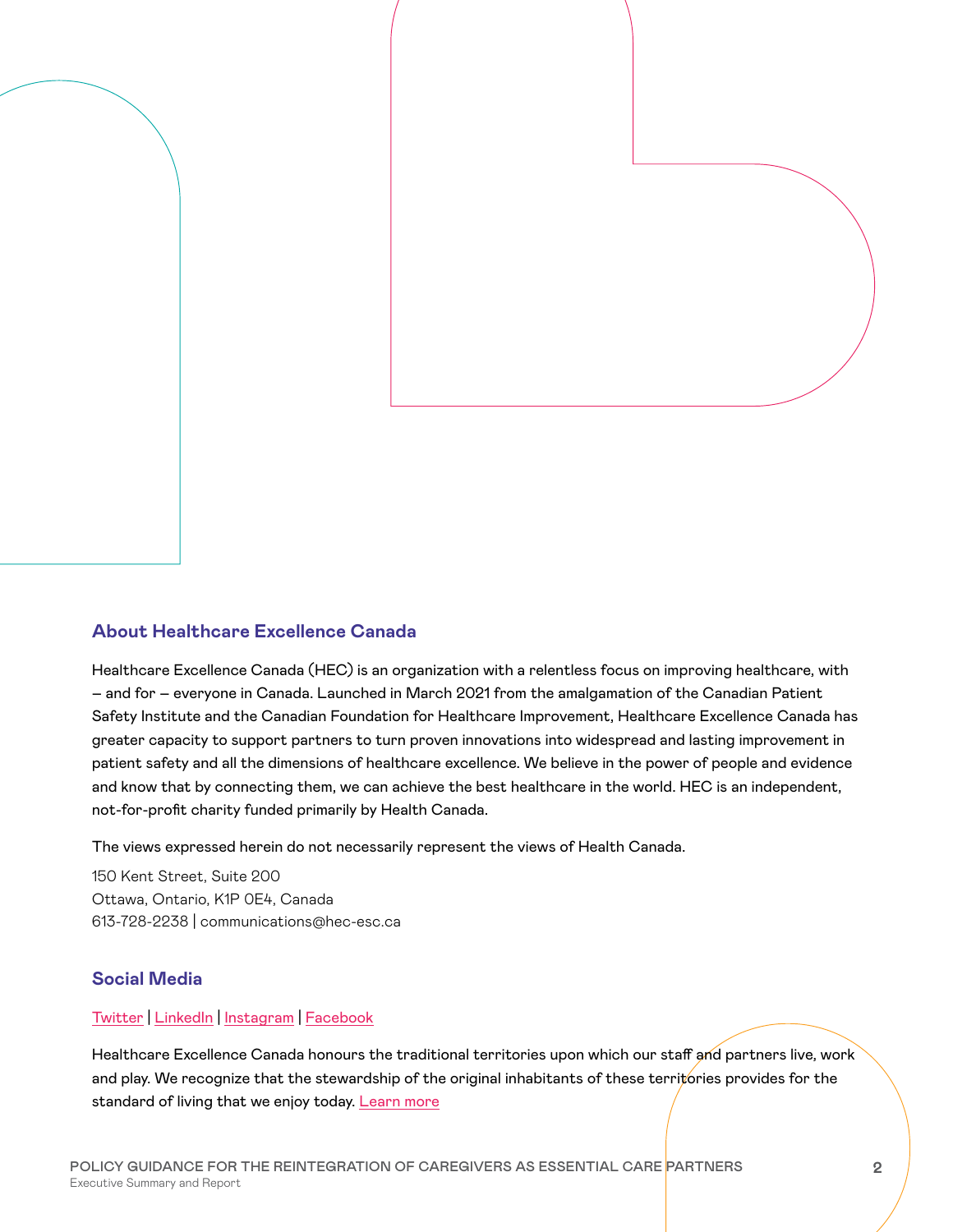## About Healthcare Excellence Canada

Healthcare Excellence Canada (HEC) is an organization with a relentless focus on improving healthcare, with – and for – everyone in Canada. Launched in March 2021 from the amalgamation of the Canadian Patient Safety Institute and the Canadian Foundation for Healthcare Improvement, Healthcare Excellence Canada has greater capacity to support partners to turn proven innovations into widespread and lasting improvement in patient safety and all the dimensions of healthcare excellence. We believe in the power of people and evidence and know that by connecting them, we can achieve the best healthcare in the world. HEC is an independent, not-for-profit charity funded primarily by Health Canada.

The views expressed herein do not necessarily represent the views of Health Canada.

150 Kent Street, Suite 200
Ottawa, Ontario, K1P 0E4, Canada
613-728-2238 | communications@hec-esc.ca

## Social Media

Twitter | LinkedIn | Instagram | Facebook

Healthcare Excellence Canada honours the traditional territories upon which our staff and partners live, work and play. We recognize that the stewardship of the original inhabitants of these territories provides for the standard of living that we enjoy today. Learn more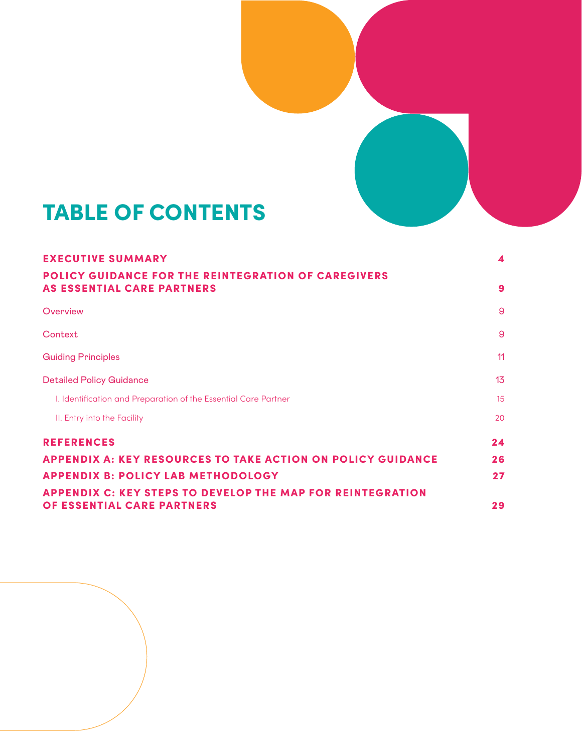# TABLE OF CONTENTS

| | |
|---|---|
| **EXECUTIVE SUMMARY** | **4** |
| **POLICY GUIDANCE FOR THE REINTEGRATION OF CAREGIVERS AS ESSENTIAL CARE PARTNERS** | **9** |
| Overview | 9 |
| Context | 9 |
| Guiding Principles | 11 |
| Detailed Policy Guidance | 13 |
| I. Identification and Preparation of the Essential Care Partner | 15 |
| II. Entry into the Facility | 20 |
| **REFERENCES** | **24** |
| **APPENDIX A: KEY RESOURCES TO TAKE ACTION ON POLICY GUIDANCE** | **26** |
| **APPENDIX B: POLICY LAB METHODOLOGY** | **27** |
| **APPENDIX C: KEY STEPS TO DEVELOP THE MAP FOR REINTEGRATION OF ESSENTIAL CARE PARTNERS** | **29** |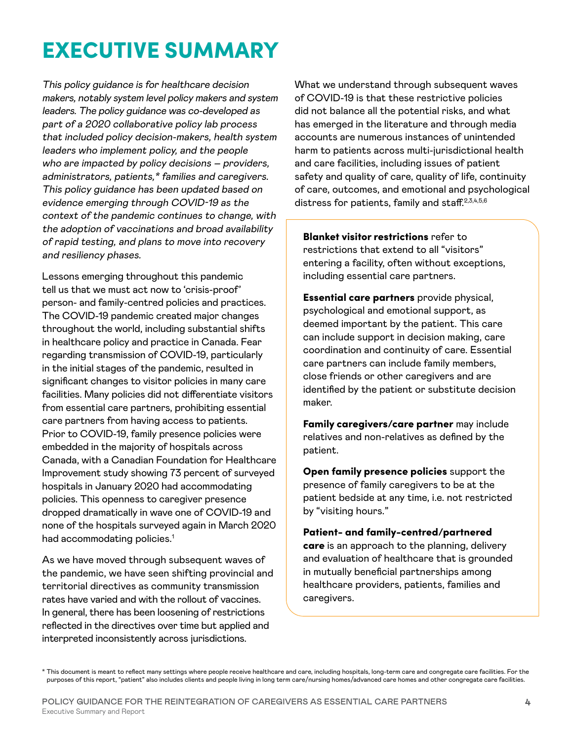# EXECUTIVE SUMMARY

*This policy guidance is for healthcare decision makers, notably system level policy makers and system leaders. The policy guidance was co-developed as part of a 2020 collaborative policy lab process that included policy decision-makers, health system leaders who implement policy, and the people who are impacted by policy decisions – providers, administrators, patients,* families and caregivers. This policy guidance has been updated based on evidence emerging through COVID-19 as the context of the pandemic continues to change, with the adoption of vaccinations and broad availability of rapid testing, and plans to move into recovery and resiliency phases.*

Lessons emerging throughout this pandemic tell us that we must act now to 'crisis-proof' person- and family-centred policies and practices. The COVID-19 pandemic created major changes throughout the world, including substantial shifts in healthcare policy and practice in Canada. Fear regarding transmission of COVID-19, particularly in the initial stages of the pandemic, resulted in significant changes to visitor policies in many care facilities. Many policies did not differentiate visitors from essential care partners, prohibiting essential care partners from having access to patients. Prior to COVID-19, family presence policies were embedded in the majority of hospitals across Canada, with a Canadian Foundation for Healthcare Improvement study showing 73 percent of surveyed hospitals in January 2020 had accommodating policies. This openness to caregiver presence dropped dramatically in wave one of COVID-19 and none of the hospitals surveyed again in March 2020 had accommodating policies.[1]

As we have moved through subsequent waves of the pandemic, we have seen shifting provincial and territorial directives as community transmission rates have varied and with the rollout of vaccines. In general, there has been loosening of restrictions reflected in the directives over time but applied and interpreted inconsistently across jurisdictions.

What we understand through subsequent waves of COVID-19 is that these restrictive policies did not balance all the potential risks, and what has emerged in the literature and through media accounts are numerous instances of unintended harm to patients across multi-jurisdictional health and care facilities, including issues of patient safety and quality of care, quality of life, continuity of care, outcomes, and emotional and psychological distress for patients, family and staff.[2,3,4,5,6]

**Blanket visitor restrictions** refer to restrictions that extend to all "visitors" entering a facility, often without exceptions, including essential care partners.

**Essential care partners** provide physical, psychological and emotional support, as deemed important by the patient. This care can include support in decision making, care coordination and continuity of care. Essential care partners can include family members, close friends or other caregivers and are identified by the patient or substitute decision maker.

**Family caregivers/care partner** may include relatives and non-relatives as defined by the patient.

**Open family presence policies** support the presence of family caregivers to be at the patient bedside at any time, i.e. not restricted by "visiting hours."

**Patient- and family-centred/partnered care** is an approach to the planning, delivery and evaluation of healthcare that is grounded in mutually beneficial partnerships among healthcare providers, patients, families and caregivers.

* This document is meant to reflect many settings where people receive healthcare and care, including hospitals, long-term care and congregate care facilities. For the purposes of this report, "patient" also includes clients and people living in long term care/nursing homes/advanced care homes and other congregate care facilities.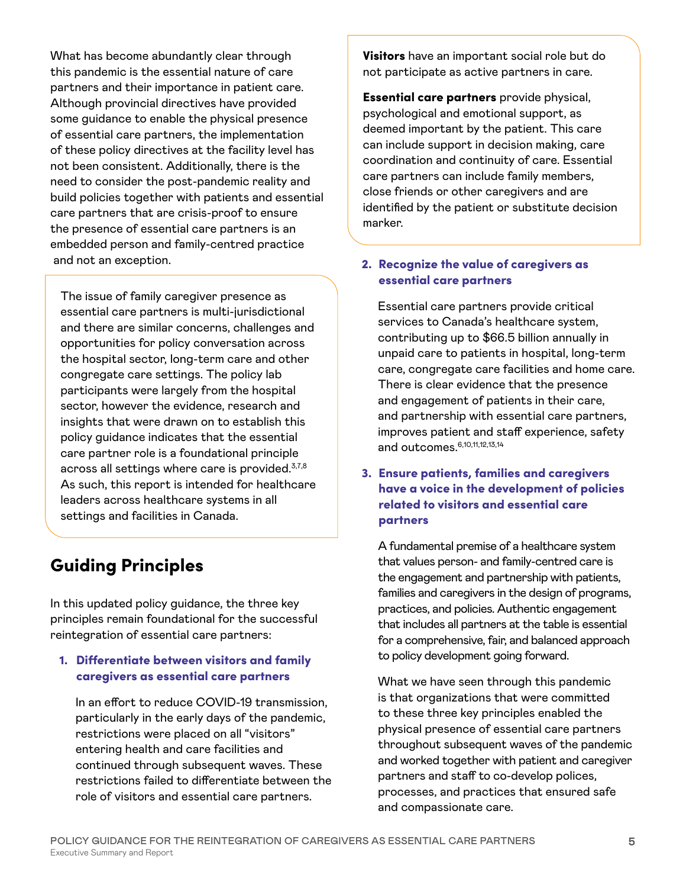What has become abundantly clear through this pandemic is the essential nature of care partners and their importance in patient care. Although provincial directives have provided some guidance to enable the physical presence of essential care partners, the implementation of these policy directives at the facility level has not been consistent. Additionally, there is the need to consider the post-pandemic reality and build policies together with patients and essential care partners that are crisis-proof to ensure the presence of essential care partners is an embedded person and family-centred practice and not an exception.

The issue of family caregiver presence as essential care partners is multi-jurisdictional and there are similar concerns, challenges and opportunities for policy conversation across the hospital sector, long-term care and other congregate care settings. The policy lab participants were largely from the hospital sector, however the evidence, research and insights that were drawn on to establish this policy guidance indicates that the essential care partner role is a foundational principle across all settings where care is provided.[3,7,8] As such, this report is intended for healthcare leaders across healthcare systems in all settings and facilities in Canada.

## Guiding Principles

In this updated policy guidance, the three key principles remain foundational for the successful reintegration of essential care partners:

1. **Differentiate between visitors and family caregivers as essential care partners**

   In an effort to reduce COVID-19 transmission, particularly in the early days of the pandemic, restrictions were placed on all "visitors" entering health and care facilities and continued through subsequent waves. These restrictions failed to differentiate between the role of visitors and essential care partners.

**Visitors** have an important social role but do not participate as active partners in care.

**Essential care partners** provide physical, psychological and emotional support, as deemed important by the patient. This care can include support in decision making, care coordination and continuity of care. Essential care partners can include family members, close friends or other caregivers and are identified by the patient or substitute decision marker.

2. **Recognize the value of caregivers as essential care partners**

   Essential care partners provide critical services to Canada's healthcare system, contributing up to $66.5 billion annually in unpaid care to patients in hospital, long-term care, congregate care facilities and home care. There is clear evidence that the presence and engagement of patients in their care, and partnership with essential care partners, improves patient and staff experience, safety and outcomes.[6,10,11,12,13,14]

3. **Ensure patients, families and caregivers have a voice in the development of policies related to visitors and essential care partners**

   A fundamental premise of a healthcare system that values person- and family-centred care is the engagement and partnership with patients, families and caregivers in the design of programs, practices, and policies. Authentic engagement that includes all partners at the table is essential for a comprehensive, fair, and balanced approach to policy development going forward.

   What we have seen through this pandemic is that organizations that were committed to these three key principles enabled the physical presence of essential care partners throughout subsequent waves of the pandemic and worked together with patient and caregiver partners and staff to co-develop polices, processes, and practices that ensured safe and compassionate care.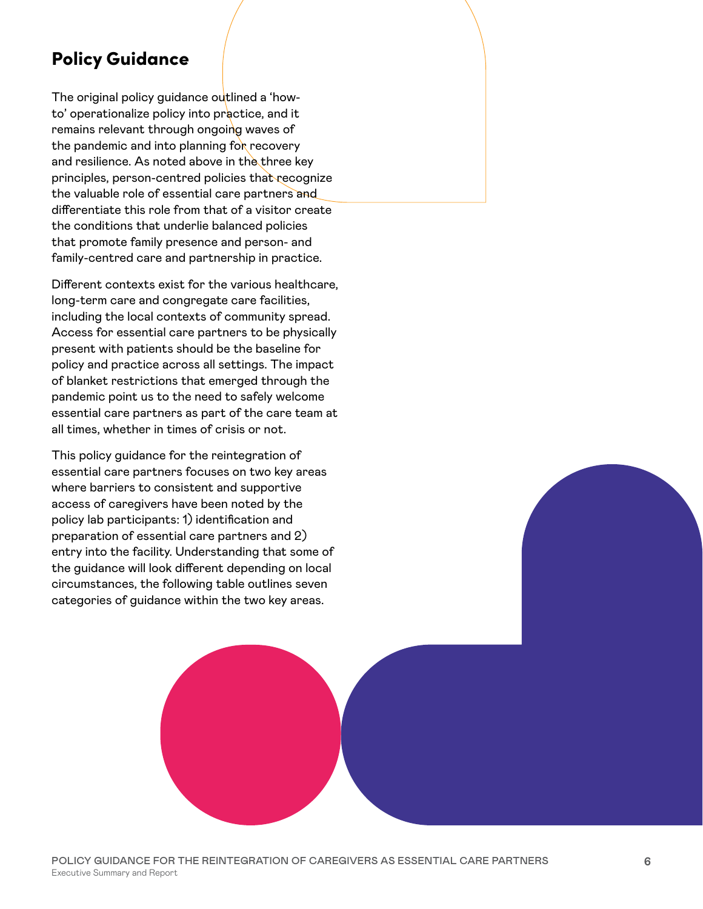## Policy Guidance

The original policy guidance outlined a 'how-to' operationalize policy into practice, and it remains relevant through ongoing waves of the pandemic and into planning for recovery and resilience. As noted above in the three key principles, person-centred policies that recognize the valuable role of essential care partners and differentiate this role from that of a visitor create the conditions that underlie balanced policies that promote family presence and person- and family-centred care and partnership in practice.

Different contexts exist for the various healthcare, long-term care and congregate care facilities, including the local contexts of community spread. Access for essential care partners to be physically present with patients should be the baseline for policy and practice across all settings. The impact of blanket restrictions that emerged through the pandemic point us to the need to safely welcome essential care partners as part of the care team at all times, whether in times of crisis or not.

This policy guidance for the reintegration of essential care partners focuses on two key areas where barriers to consistent and supportive access of caregivers have been noted by the policy lab participants: 1) identification and preparation of essential care partners and 2) entry into the facility. Understanding that some of the guidance will look different depending on local circumstances, the following table outlines seven categories of guidance within the two key areas.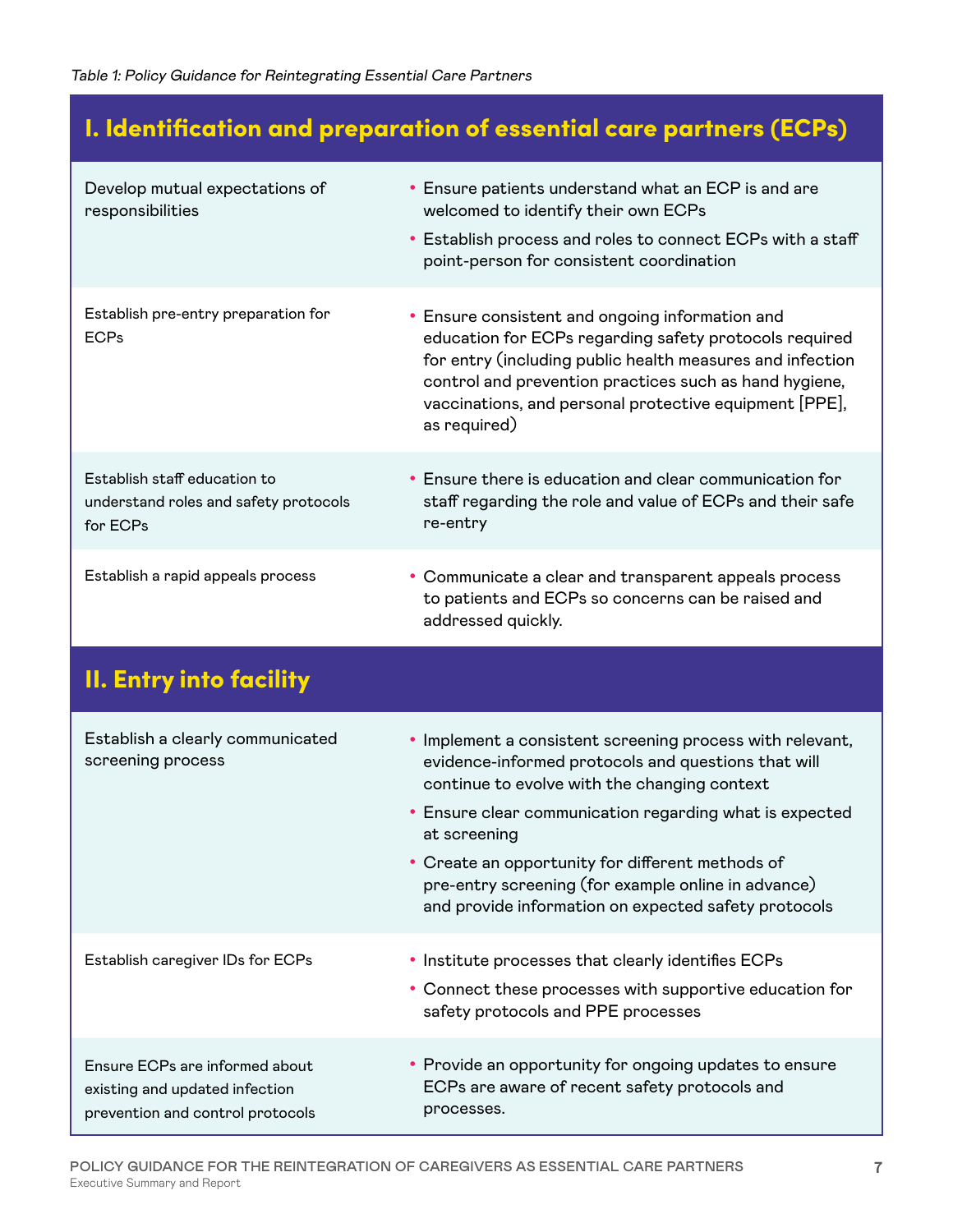*Table 1: Policy Guidance for Reintegrating Essential Care Partners*

| **I. Identification and preparation of essential care partners (ECPs)** | |
|---|---|
| Develop mutual expectations of responsibilities | • Ensure patients understand what an ECP is and are welcomed to identify their own ECPs<br>• Establish process and roles to connect ECPs with a staff point-person for consistent coordination |
| Establish pre-entry preparation for ECPs | • Ensure consistent and ongoing information and education for ECPs regarding safety protocols required for entry (including public health measures and infection control and prevention practices such as hand hygiene, vaccinations, and personal protective equipment [PPE], as required) |
| Establish staff education to understand roles and safety protocols for ECPs | • Ensure there is education and clear communication for staff regarding the role and value of ECPs and their safe re-entry |
| Establish a rapid appeals process | • Communicate a clear and transparent appeals process to patients and ECPs so concerns can be raised and addressed quickly. |
| **II. Entry into facility** | |
| Establish a clearly communicated screening process | • Implement a consistent screening process with relevant, evidence-informed protocols and questions that will continue to evolve with the changing context<br>• Ensure clear communication regarding what is expected at screening<br>• Create an opportunity for different methods of pre-entry screening (for example online in advance) and provide information on expected safety protocols |
| Establish caregiver IDs for ECPs | • Institute processes that clearly identifies ECPs<br>• Connect these processes with supportive education for safety protocols and PPE processes |
| Ensure ECPs are informed about existing and updated infection prevention and control protocols | • Provide an opportunity for ongoing updates to ensure ECPs are aware of recent safety protocols and processes. |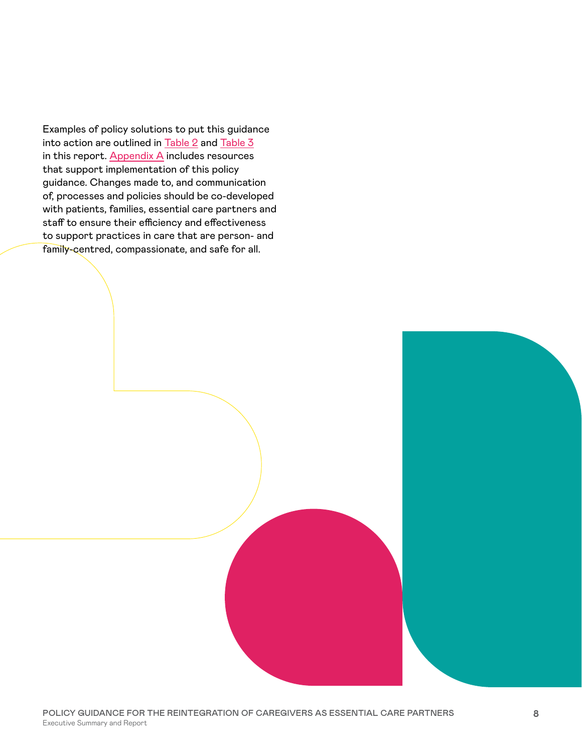Examples of policy solutions to put this guidance into action are outlined in Table 2 and Table 3 in this report. Appendix A includes resources that support implementation of this policy guidance. Changes made to, and communication of, processes and policies should be co-developed with patients, families, essential care partners and staff to ensure their efficiency and effectiveness to support practices in care that are person- and family-centred, compassionate, and safe for all.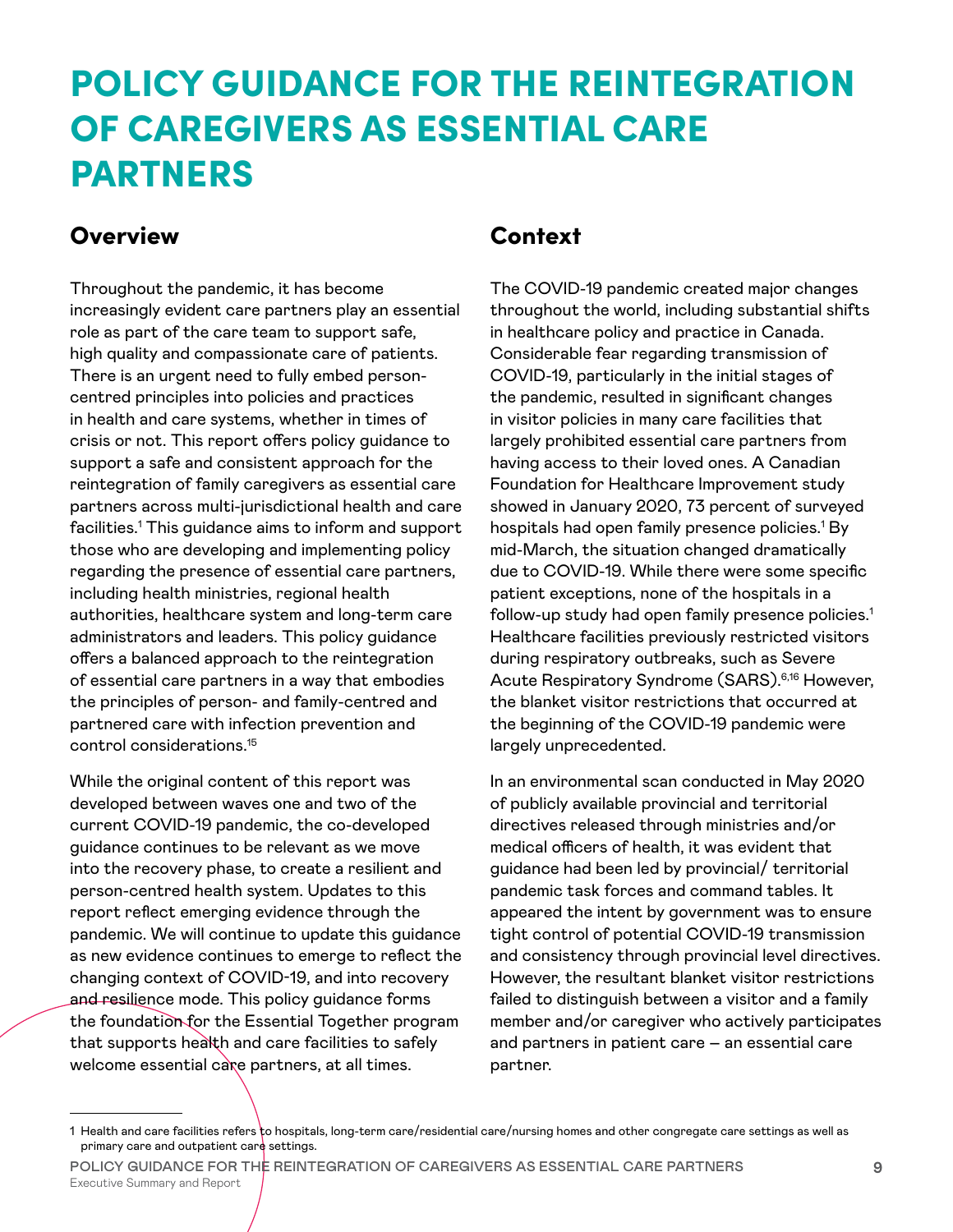# POLICY GUIDANCE FOR THE REINTEGRATION OF CAREGIVERS AS ESSENTIAL CARE PARTNERS

## Overview

Throughout the pandemic, it has become increasingly evident care partners play an essential role as part of the care team to support safe, high quality and compassionate care of patients. There is an urgent need to fully embed person-centred principles into policies and practices in health and care systems, whether in times of crisis or not. This report offers policy guidance to support a safe and consistent approach for the reintegration of family caregivers as essential care partners across multi-jurisdictional health and care facilities.[1] This guidance aims to inform and support those who are developing and implementing policy regarding the presence of essential care partners, including health ministries, regional health authorities, healthcare system and long-term care administrators and leaders. This policy guidance offers a balanced approach to the reintegration of essential care partners in a way that embodies the principles of person- and family-centred and partnered care with infection prevention and control considerations.[15]

While the original content of this report was developed between waves one and two of the current COVID-19 pandemic, the co-developed guidance continues to be relevant as we move into the recovery phase, to create a resilient and person-centred health system. Updates to this report reflect emerging evidence through the pandemic. We will continue to update this guidance as new evidence continues to emerge to reflect the changing context of COVID-19, and into recovery and resilience mode. This policy guidance forms the foundation for the Essential Together program that supports health and care facilities to safely welcome essential care partners, at all times.

## Context

The COVID-19 pandemic created major changes throughout the world, including substantial shifts in healthcare policy and practice in Canada. Considerable fear regarding transmission of COVID-19, particularly in the initial stages of the pandemic, resulted in significant changes in visitor policies in many care facilities that largely prohibited essential care partners from having access to their loved ones. A Canadian Foundation for Healthcare Improvement study showed in January 2020, 73 percent of surveyed hospitals had open family presence policies.[1] By mid-March, the situation changed dramatically due to COVID-19. While there were some specific patient exceptions, none of the hospitals in a follow-up study had open family presence policies.[1] Healthcare facilities previously restricted visitors during respiratory outbreaks, such as Severe Acute Respiratory Syndrome (SARS).[6,16] However, the blanket visitor restrictions that occurred at the beginning of the COVID-19 pandemic were largely unprecedented.

In an environmental scan conducted in May 2020 of publicly available provincial and territorial directives released through ministries and/or medical officers of health, it was evident that guidance had been led by provincial/ territorial pandemic task forces and command tables. It appeared the intent by government was to ensure tight control of potential COVID-19 transmission and consistency through provincial level directives. However, the resultant blanket visitor restrictions failed to distinguish between a visitor and a family member and/or caregiver who actively participates and partners in patient care – an essential care partner.

---

1 Health and care facilities refers to hospitals, long-term care/residential care/nursing homes and other congregate care settings as well as primary care and outpatient care settings.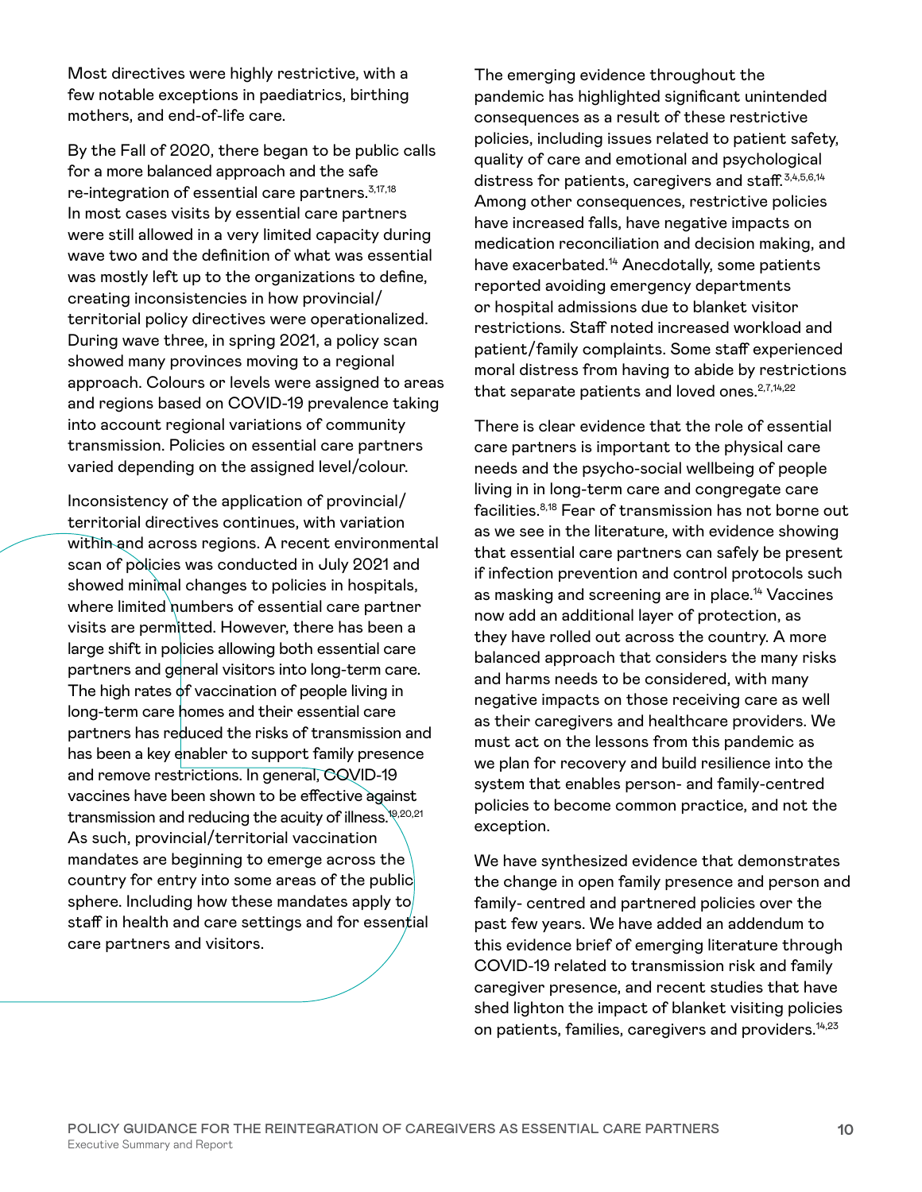Most directives were highly restrictive, with a few notable exceptions in paediatrics, birthing mothers, and end-of-life care.

By the Fall of 2020, there began to be public calls for a more balanced approach and the safe re-integration of essential care partners.[3,17,18] In most cases visits by essential care partners were still allowed in a very limited capacity during wave two and the definition of what was essential was mostly left up to the organizations to define, creating inconsistencies in how provincial/territorial policy directives were operationalized. During wave three, in spring 2021, a policy scan showed many provinces moving to a regional approach. Colours or levels were assigned to areas and regions based on COVID-19 prevalence taking into account regional variations of community transmission. Policies on essential care partners varied depending on the assigned level/colour.

Inconsistency of the application of provincial/territorial directives continues, with variation within and across regions. A recent environmental scan of policies was conducted in July 2021 and showed minimal changes to policies in hospitals, where limited numbers of essential care partner visits are permitted. However, there has been a large shift in policies allowing both essential care partners and general visitors into long-term care. The high rates of vaccination of people living in long-term care homes and their essential care partners has reduced the risks of transmission and has been a key enabler to support family presence and remove restrictions. In general, COVID-19 vaccines have been shown to be effective against transmission and reducing the acuity of illness.[19,20,21] As such, provincial/territorial vaccination mandates are beginning to emerge across the country for entry into some areas of the public sphere. Including how these mandates apply to staff in health and care settings and for essential care partners and visitors.

The emerging evidence throughout the pandemic has highlighted significant unintended consequences as a result of these restrictive policies, including issues related to patient safety, quality of care and emotional and psychological distress for patients, caregivers and staff.[3,4,5,6,14] Among other consequences, restrictive policies have increased falls, have negative impacts on medication reconciliation and decision making, and have exacerbated.[14] Anecdotally, some patients reported avoiding emergency departments or hospital admissions due to blanket visitor restrictions. Staff noted increased workload and patient/family complaints. Some staff experienced moral distress from having to abide by restrictions that separate patients and loved ones.[2,7,14,22]

There is clear evidence that the role of essential care partners is important to the physical care needs and the psycho-social wellbeing of people living in in long-term care and congregate care facilities.[8,18] Fear of transmission has not borne out as we see in the literature, with evidence showing that essential care partners can safely be present if infection prevention and control protocols such as masking and screening are in place.[14] Vaccines now add an additional layer of protection, as they have rolled out across the country. A more balanced approach that considers the many risks and harms needs to be considered, with many negative impacts on those receiving care as well as their caregivers and healthcare providers. We must act on the lessons from this pandemic as we plan for recovery and build resilience into the system that enables person- and family-centred policies to become common practice, and not the exception.

We have synthesized evidence that demonstrates the change in open family presence and person and family- centred and partnered policies over the past few years. We have added an addendum to this evidence brief of emerging literature through COVID-19 related to transmission risk and family caregiver presence, and recent studies that have shed lighton the impact of blanket visiting policies on patients, families, caregivers and providers.[14,23]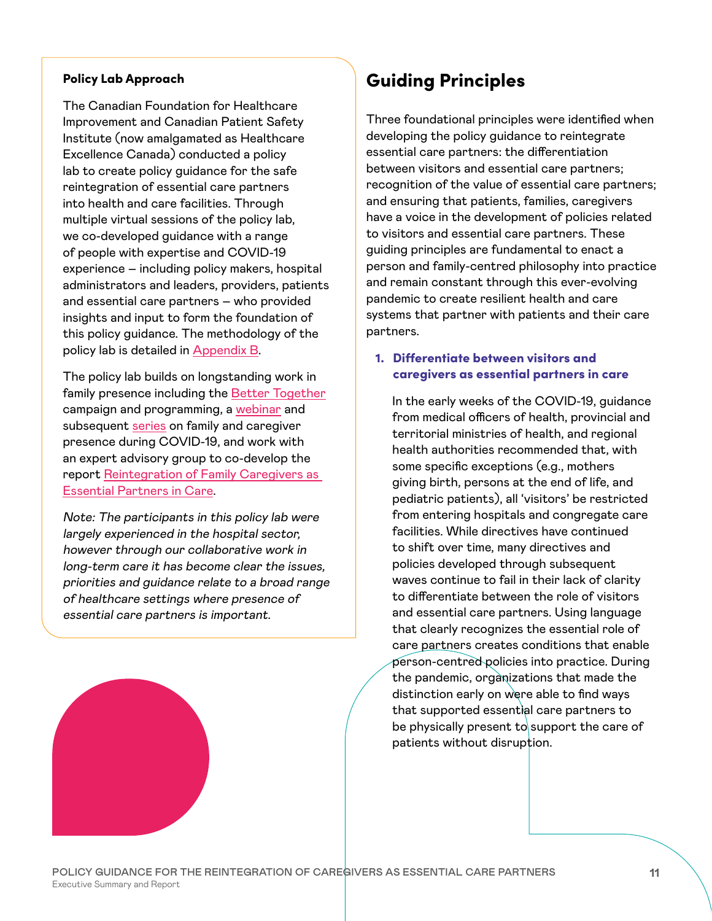**Policy Lab Approach**

The Canadian Foundation for Healthcare Improvement and Canadian Patient Safety Institute (now amalgamated as Healthcare Excellence Canada) conducted a policy lab to create policy guidance for the safe reintegration of essential care partners into health and care facilities. Through multiple virtual sessions of the policy lab, we co-developed guidance with a range of people with expertise and COVID-19 experience – including policy makers, hospital administrators and leaders, providers, patients and essential care partners – who provided insights and input to form the foundation of this policy guidance. The methodology of the policy lab is detailed in Appendix B.

The policy lab builds on longstanding work in family presence including the Better Together campaign and programming, a webinar and subsequent series on family and caregiver presence during COVID-19, and work with an expert advisory group to co-develop the report Reintegration of Family Caregivers as Essential Partners in Care.

*Note: The participants in this policy lab were largely experienced in the hospital sector, however through our collaborative work in long-term care it has become clear the issues, priorities and guidance relate to a broad range of healthcare settings where presence of essential care partners is important.*

## Guiding Principles

Three foundational principles were identified when developing the policy guidance to reintegrate essential care partners: the differentiation between visitors and essential care partners; recognition of the value of essential care partners; and ensuring that patients, families, caregivers have a voice in the development of policies related to visitors and essential care partners. These guiding principles are fundamental to enact a person and family-centred philosophy into practice and remain constant through this ever-evolving pandemic to create resilient health and care systems that partner with patients and their care partners.

### 1. Differentiate between visitors and caregivers as essential partners in care

In the early weeks of the COVID-19, guidance from medical officers of health, provincial and territorial ministries of health, and regional health authorities recommended that, with some specific exceptions (e.g., mothers giving birth, persons at the end of life, and pediatric patients), all 'visitors' be restricted from entering hospitals and congregate care facilities. While directives have continued to shift over time, many directives and policies developed through subsequent waves continue to fail in their lack of clarity to differentiate between the role of visitors and essential care partners. Using language that clearly recognizes the essential role of care partners creates conditions that enable person-centred policies into practice. During the pandemic, organizations that made the distinction early on were able to find ways that supported essential care partners to be physically present to support the care of patients without disruption.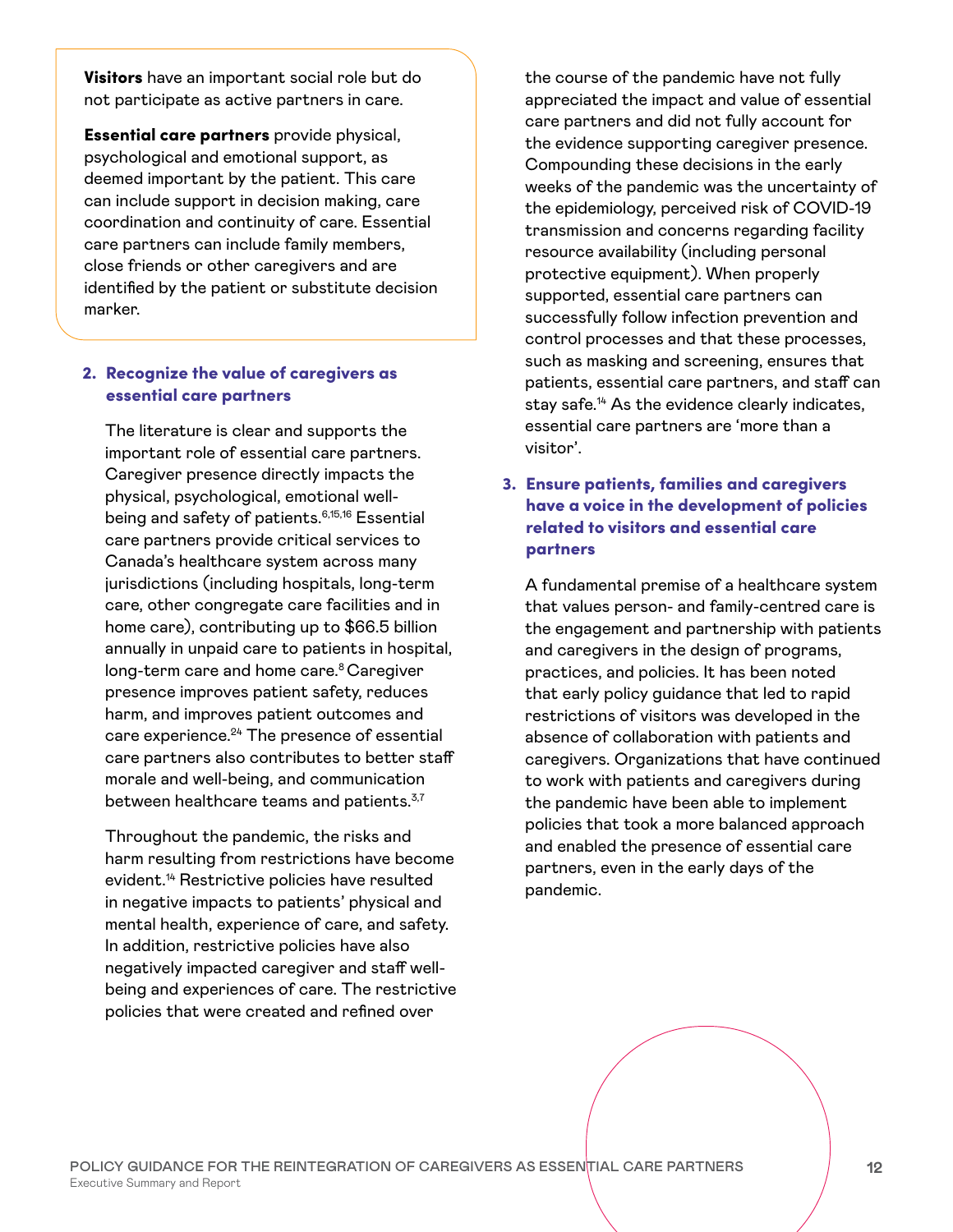**Visitors** have an important social role but do not participate as active partners in care.

**Essential care partners** provide physical, psychological and emotional support, as deemed important by the patient. This care can include support in decision making, care coordination and continuity of care. Essential care partners can include family members, close friends or other caregivers and are identified by the patient or substitute decision marker.

### 2. Recognize the value of caregivers as essential care partners

The literature is clear and supports the important role of essential care partners. Caregiver presence directly impacts the physical, psychological, emotional well-being and safety of patients.[6,15,16] Essential care partners provide critical services to Canada's healthcare system across many jurisdictions (including hospitals, long-term care, other congregate care facilities and in home care), contributing up to $66.5 billion annually in unpaid care to patients in hospital, long-term care and home care.[8] Caregiver presence improves patient safety, reduces harm, and improves patient outcomes and care experience.[24] The presence of essential care partners also contributes to better staff morale and well-being, and communication between healthcare teams and patients.[3,7]

Throughout the pandemic, the risks and harm resulting from restrictions have become evident.[14] Restrictive policies have resulted in negative impacts to patients' physical and mental health, experience of care, and safety. In addition, restrictive policies have also negatively impacted caregiver and staff well-being and experiences of care. The restrictive policies that were created and refined over the course of the pandemic have not fully appreciated the impact and value of essential care partners and did not fully account for the evidence supporting caregiver presence. Compounding these decisions in the early weeks of the pandemic was the uncertainty of the epidemiology, perceived risk of COVID-19 transmission and concerns regarding facility resource availability (including personal protective equipment). When properly supported, essential care partners can successfully follow infection prevention and control processes and that these processes, such as masking and screening, ensures that patients, essential care partners, and staff can stay safe.[14] As the evidence clearly indicates, essential care partners are 'more than a visitor'.

### 3. Ensure patients, families and caregivers have a voice in the development of policies related to visitors and essential care partners

A fundamental premise of a healthcare system that values person- and family-centred care is the engagement and partnership with patients and caregivers in the design of programs, practices, and policies. It has been noted that early policy guidance that led to rapid restrictions of visitors was developed in the absence of collaboration with patients and caregivers. Organizations that have continued to work with patients and caregivers during the pandemic have been able to implement policies that took a more balanced approach and enabled the presence of essential care partners, even in the early days of the pandemic.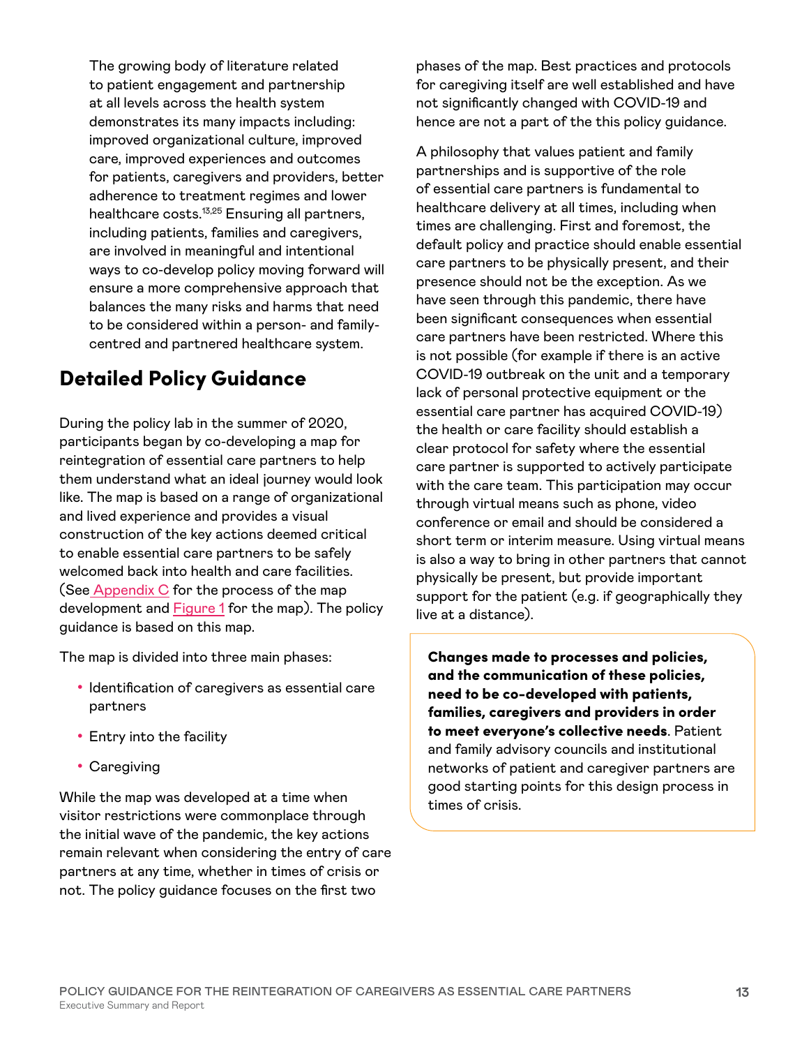The growing body of literature related to patient engagement and partnership at all levels across the health system demonstrates its many impacts including: improved organizational culture, improved care, improved experiences and outcomes for patients, caregivers and providers, better adherence to treatment regimes and lower healthcare costs.[13,25] Ensuring all partners, including patients, families and caregivers, are involved in meaningful and intentional ways to co-develop policy moving forward will ensure a more comprehensive approach that balances the many risks and harms that need to be considered within a person- and family-centred and partnered healthcare system.

## Detailed Policy Guidance

During the policy lab in the summer of 2020, participants began by co-developing a map for reintegration of essential care partners to help them understand what an ideal journey would look like. The map is based on a range of organizational and lived experience and provides a visual construction of the key actions deemed critical to enable essential care partners to be safely welcomed back into health and care facilities. (See Appendix C for the process of the map development and Figure 1 for the map). The policy guidance is based on this map.

The map is divided into three main phases:

- Identification of caregivers as essential care partners
- Entry into the facility
- Caregiving

While the map was developed at a time when visitor restrictions were commonplace through the initial wave of the pandemic, the key actions remain relevant when considering the entry of care partners at any time, whether in times of crisis or not. The policy guidance focuses on the first two phases of the map. Best practices and protocols for caregiving itself are well established and have not significantly changed with COVID-19 and hence are not a part of the this policy guidance.

A philosophy that values patient and family partnerships and is supportive of the role of essential care partners is fundamental to healthcare delivery at all times, including when times are challenging. First and foremost, the default policy and practice should enable essential care partners to be physically present, and their presence should not be the exception. As we have seen through this pandemic, there have been significant consequences when essential care partners have been restricted. Where this is not possible (for example if there is an active COVID-19 outbreak on the unit and a temporary lack of personal protective equipment or the essential care partner has acquired COVID-19) the health or care facility should establish a clear protocol for safety where the essential care partner is supported to actively participate with the care team. This participation may occur through virtual means such as phone, video conference or email and should be considered a short term or interim measure. Using virtual means is also a way to bring in other partners that cannot physically be present, but provide important support for the patient (e.g. if geographically they live at a distance).

**Changes made to processes and policies, and the communication of these policies, need to be co-developed with patients, families, caregivers and providers in order to meet everyone's collective needs**. Patient and family advisory councils and institutional networks of patient and caregiver partners are good starting points for this design process in times of crisis.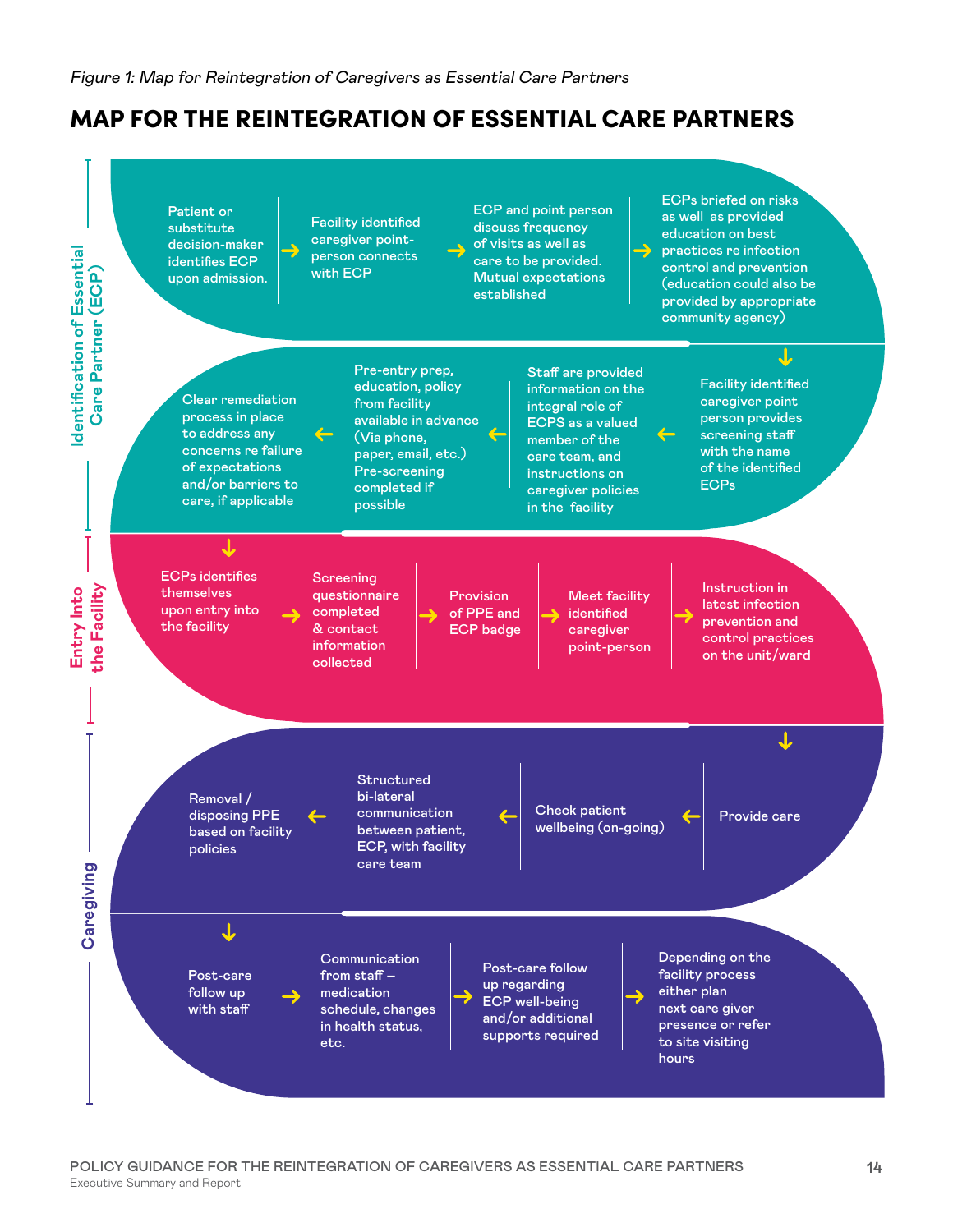*Figure 1: Map for Reintegration of Caregivers as Essential Care Partners*

# MAP FOR THE REINTEGRATION OF ESSENTIAL CARE PARTNERS

## Identification of Essential Care Partner (ECP)

1. Patient or substitute decision-maker identifies ECP upon admission.
2. Facility identified caregiver point-person connects with ECP
3. ECP and point person discuss frequency of visits as well as care to be provided. Mutual expectations established
4. ECPs briefed on risks as well as provided education on best practices re infection control and prevention (education could also be provided by appropriate community agency)
5. Facility identified caregiver point person provides screening staff with the name of the identified ECPs
6. Staff are provided information on the integral role of ECPS as a valued member of the care team, and instructions on caregiver policies in the facility
7. Pre-entry prep, education, policy from facility available in advance (Via phone, paper, email, etc.) Pre-screening completed if possible
8. Clear remediation process in place to address any concerns re failure of expectations and/or barriers to care, if applicable

## Entry Into the Facility

1. ECPs identifies themselves upon entry into the facility
2. Screening questionnaire completed & contact information collected
3. Provision of PPE and ECP badge
4. Meet facility identified caregiver point-person
5. Instruction in latest infection prevention and control practices on the unit/ward

## Caregiving

1. Provide care
2. Check patient wellbeing (on-going)
3. Structured bi-lateral communication between patient, ECP, with facility care team
4. Removal / disposing PPE based on facility policies
5. Post-care follow up with staff
6. Communication from staff – medication schedule, changes in health status, etc.
7. Post-care follow up regarding ECP well-being and/or additional supports required
8. Depending on the facility process either plan next care giver presence or refer to site visiting hours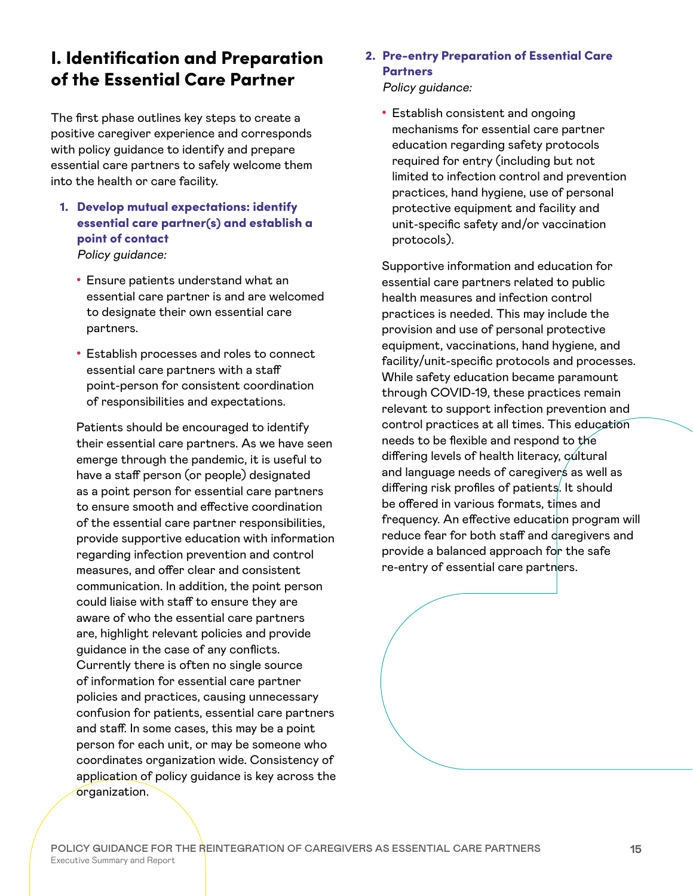# I. Identification and Preparation of the Essential Care Partner

The first phase outlines key steps to create a positive caregiver experience and corresponds with policy guidance to identify and prepare essential care partners to safely welcome them into the health or care facility.

1. **Develop mutual expectations: identify essential care partner(s) and establish a point of contact**

   *Policy guidance:*

   - Ensure patients understand what an essential care partner is and are welcomed to designate their own essential care partners.
   - Establish processes and roles to connect essential care partners with a staff point-person for consistent coordination of responsibilities and expectations.

   Patients should be encouraged to identify their essential care partners. As we have seen emerge through the pandemic, it is useful to have a staff person (or people) designated as a point person for essential care partners to ensure smooth and effective coordination of the essential care partner responsibilities, provide supportive education with information regarding infection prevention and control measures, and offer clear and consistent communication. In addition, the point person could liaise with staff to ensure they are aware of who the essential care partners are, highlight relevant policies and provide guidance in the case of any conflicts. Currently there is often no single source of information for essential care partner policies and practices, causing unnecessary confusion for patients, essential care partners and staff. In some cases, this may be a point person for each unit, or may be someone who coordinates organization wide. Consistency of application of policy guidance is key across the organization.

2. **Pre-entry Preparation of Essential Care Partners**

   *Policy guidance:*

   - Establish consistent and ongoing mechanisms for essential care partner education regarding safety protocols required for entry (including but not limited to infection control and prevention practices, hand hygiene, use of personal protective equipment and facility and unit-specific safety and/or vaccination protocols).

   Supportive information and education for essential care partners related to public health measures and infection control practices is needed. This may include the provision and use of personal protective equipment, vaccinations, hand hygiene, and facility/unit-specific protocols and processes. While safety education became paramount through COVID-19, these practices remain relevant to support infection prevention and control practices at all times. This education needs to be flexible and respond to the differing levels of health literacy, cultural and language needs of caregivers as well as differing risk profiles of patients. It should be offered in various formats, times and frequency. An effective education program will reduce fear for both staff and caregivers and provide a balanced approach for the safe re-entry of essential care partners.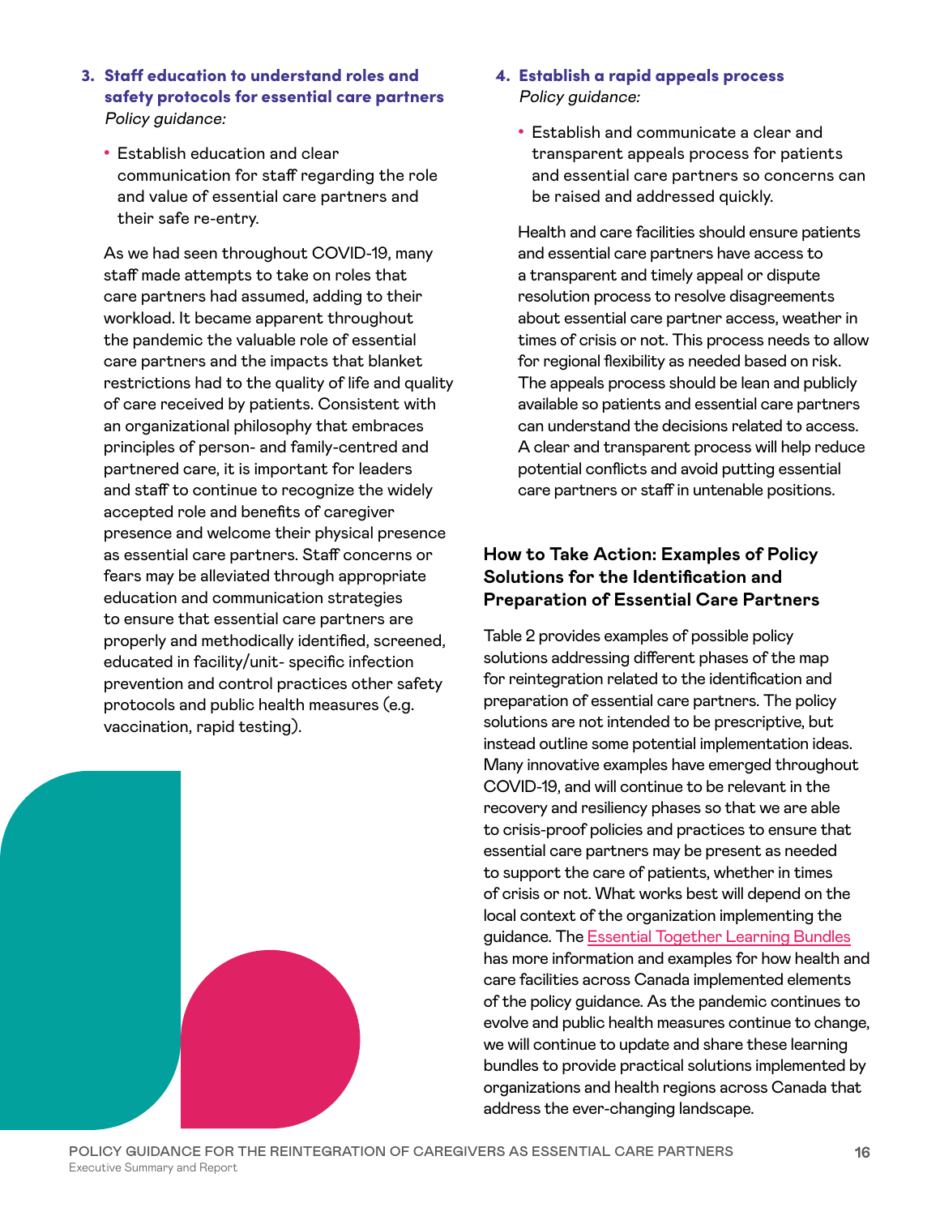### 3. Staff education to understand roles and safety protocols for essential care partners

*Policy guidance:*

- Establish education and clear communication for staff regarding the role and value of essential care partners and their safe re-entry.

As we had seen throughout COVID-19, many staff made attempts to take on roles that care partners had assumed, adding to their workload. It became apparent throughout the pandemic the valuable role of essential care partners and the impacts that blanket restrictions had to the quality of life and quality of care received by patients. Consistent with an organizational philosophy that embraces principles of person- and family-centred and partnered care, it is important for leaders and staff to continue to recognize the widely accepted role and benefits of caregiver presence and welcome their physical presence as essential care partners. Staff concerns or fears may be alleviated through appropriate education and communication strategies to ensure that essential care partners are properly and methodically identified, screened, educated in facility/unit- specific infection prevention and control practices other safety protocols and public health measures (e.g. vaccination, rapid testing).

### 4. Establish a rapid appeals process

*Policy guidance:*

- Establish and communicate a clear and transparent appeals process for patients and essential care partners so concerns can be raised and addressed quickly.

Health and care facilities should ensure patients and essential care partners have access to a transparent and timely appeal or dispute resolution process to resolve disagreements about essential care partner access, weather in times of crisis or not. This process needs to allow for regional flexibility as needed based on risk. The appeals process should be lean and publicly available so patients and essential care partners can understand the decisions related to access. A clear and transparent process will help reduce potential conflicts and avoid putting essential care partners or staff in untenable positions.

## How to Take Action: Examples of Policy Solutions for the Identification and Preparation of Essential Care Partners

Table 2 provides examples of possible policy solutions addressing different phases of the map for reintegration related to the identification and preparation of essential care partners. The policy solutions are not intended to be prescriptive, but instead outline some potential implementation ideas. Many innovative examples have emerged throughout COVID-19, and will continue to be relevant in the recovery and resiliency phases so that we are able to crisis-proof policies and practices to ensure that essential care partners may be present as needed to support the care of patients, whether in times of crisis or not. What works best will depend on the local context of the organization implementing the guidance. The Essential Together Learning Bundles has more information and examples for how health and care facilities across Canada implemented elements of the policy guidance. As the pandemic continues to evolve and public health measures continue to change, we will continue to update and share these learning bundles to provide practical solutions implemented by organizations and health regions across Canada that address the ever-changing landscape.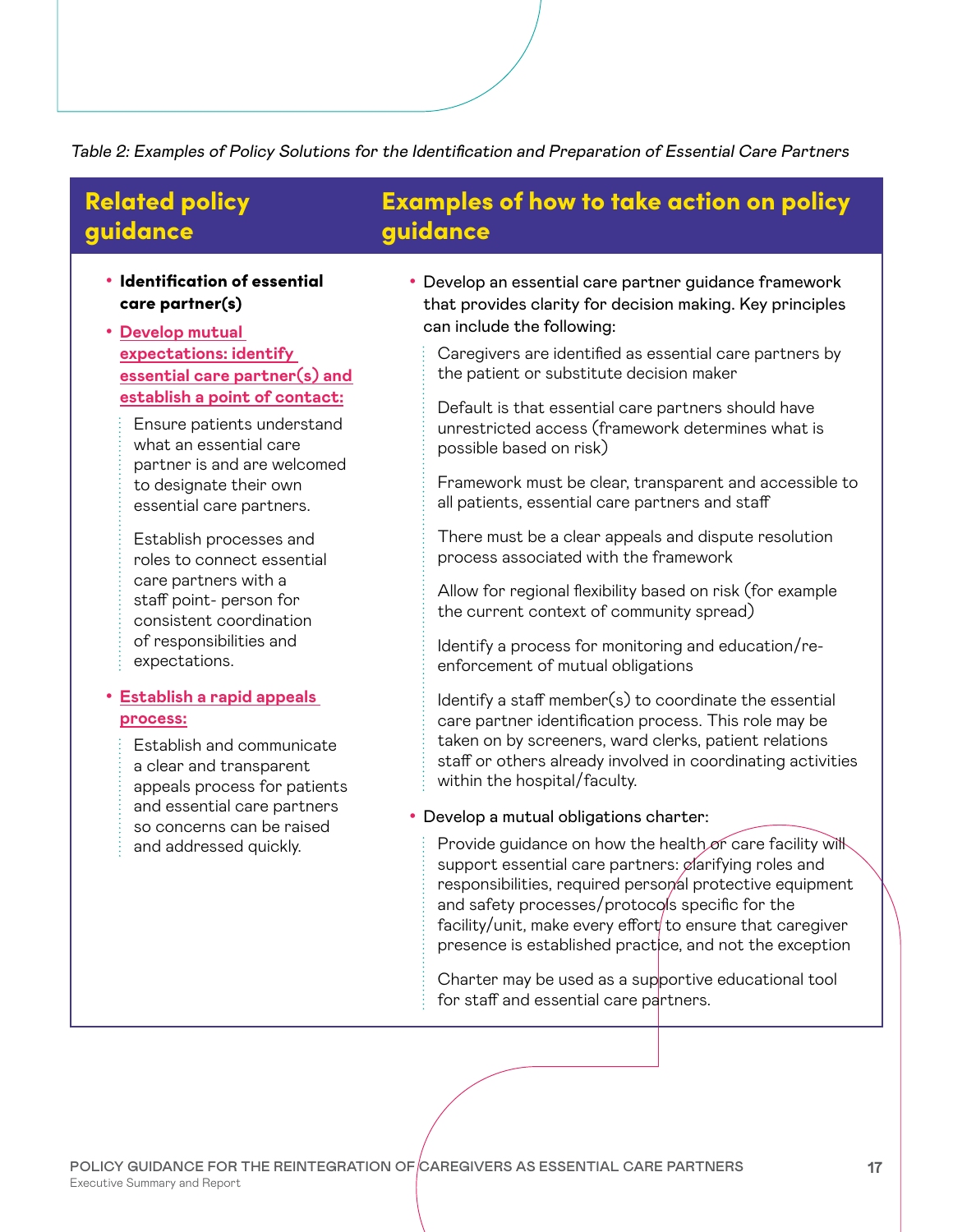*Table 2: Examples of Policy Solutions for the Identification and Preparation of Essential Care Partners*

| Related policy guidance | Examples of how to take action on policy guidance |
|---|---|
| • **Identification of essential care partner(s)**<br>• **Develop mutual expectations: identify essential care partner(s) and establish a point of contact:**<br>Ensure patients understand what an essential care partner is and are welcomed to designate their own essential care partners.<br>Establish processes and roles to connect essential care partners with a staff point- person for consistent coordination of responsibilities and expectations.<br>• **Establish a rapid appeals process:**<br>Establish and communicate a clear and transparent appeals process for patients and essential care partners so concerns can be raised and addressed quickly. | • Develop an essential care partner guidance framework that provides clarity for decision making. Key principles can include the following:<br>Caregivers are identified as essential care partners by the patient or substitute decision maker<br>Default is that essential care partners should have unrestricted access (framework determines what is possible based on risk)<br>Framework must be clear, transparent and accessible to all patients, essential care partners and staff<br>There must be a clear appeals and dispute resolution process associated with the framework<br>Allow for regional flexibility based on risk (for example the current context of community spread)<br>Identify a process for monitoring and education/re-enforcement of mutual obligations<br>Identify a staff member(s) to coordinate the essential care partner identification process. This role may be taken on by screeners, ward clerks, patient relations staff or others already involved in coordinating activities within the hospital/faculty.<br>• Develop a mutual obligations charter:<br>Provide guidance on how the health or care facility will support essential care partners: clarifying roles and responsibilities, required personal protective equipment and safety processes/protocols specific for the facility/unit, make every effort to ensure that caregiver presence is established practice, and not the exception<br>Charter may be used as a supportive educational tool for staff and essential care partners. |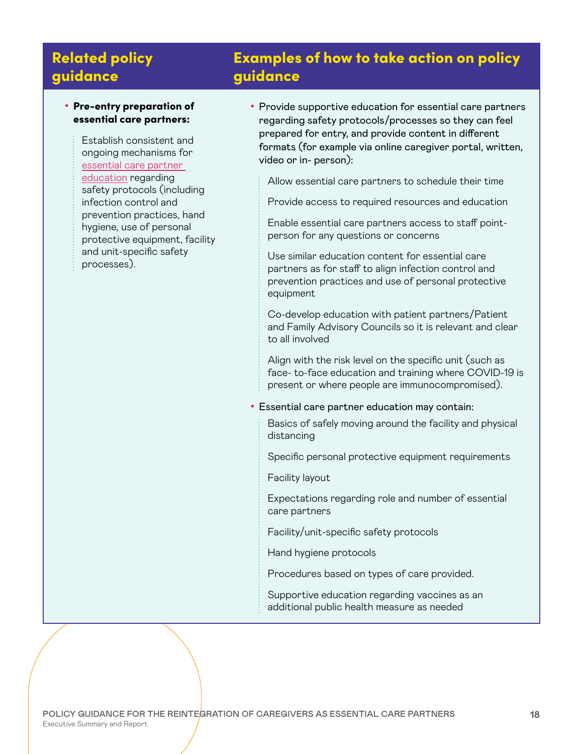| Related policy guidance | Examples of how to take action on policy guidance |
| --- | --- |
| • **Pre-entry preparation of essential care partners:**<br><br>Establish consistent and ongoing mechanisms for essential care partner education regarding safety protocols (including infection control and prevention practices, hand hygiene, use of personal protective equipment, facility and unit-specific safety processes). | • Provide supportive education for essential care partners regarding safety protocols/processes so they can feel prepared for entry, and provide content in different formats (for example via online caregiver portal, written, video or in- person):<br><br>Allow essential care partners to schedule their time<br><br>Provide access to required resources and education<br><br>Enable essential care partners access to staff point-person for any questions or concerns<br><br>Use similar education content for essential care partners as for staff to align infection control and prevention practices and use of personal protective equipment<br><br>Co-develop education with patient partners/Patient and Family Advisory Councils so it is relevant and clear to all involved<br><br>Align with the risk level on the specific unit (such as face- to-face education and training where COVID-19 is present or where people are immunocompromised).<br><br>• Essential care partner education may contain:<br><br>Basics of safely moving around the facility and physical distancing<br><br>Specific personal protective equipment requirements<br><br>Facility layout<br><br>Expectations regarding role and number of essential care partners<br><br>Facility/unit-specific safety protocols<br><br>Hand hygiene protocols<br><br>Procedures based on types of care provided.<br><br>Supportive education regarding vaccines as an additional public health measure as needed |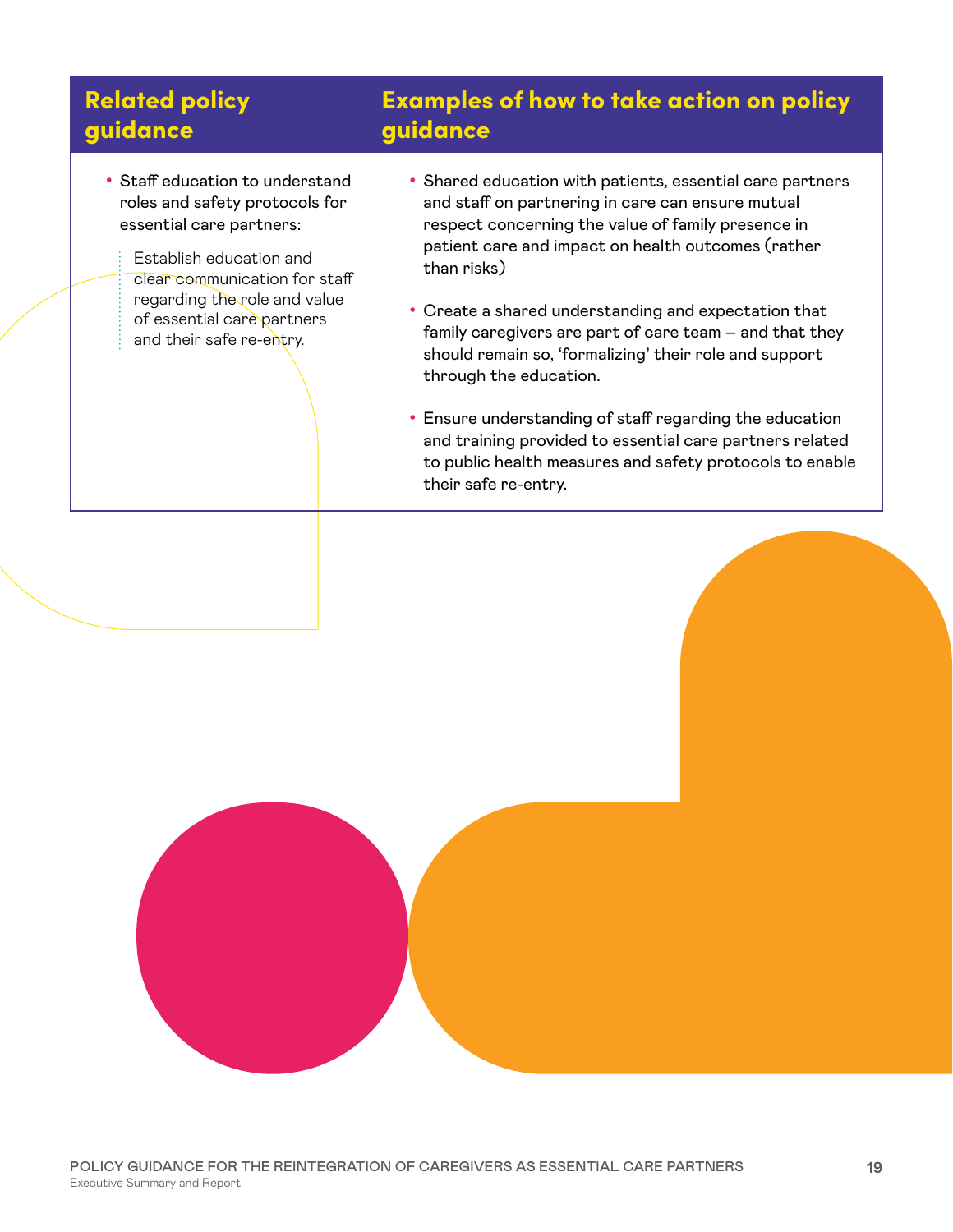| Related policy guidance | Examples of how to take action on policy guidance |
| --- | --- |
| • Staff education to understand roles and safety protocols for essential care partners:<br><br>Establish education and clear communication for staff regarding the role and value of essential care partners and their safe re-entry. | • Shared education with patients, essential care partners and staff on partnering in care can ensure mutual respect concerning the value of family presence in patient care and impact on health outcomes (rather than risks)<br><br>• Create a shared understanding and expectation that family caregivers are part of care team – and that they should remain so, 'formalizing' their role and support through the education.<br><br>• Ensure understanding of staff regarding the education and training provided to essential care partners related to public health measures and safety protocols to enable their safe re-entry. |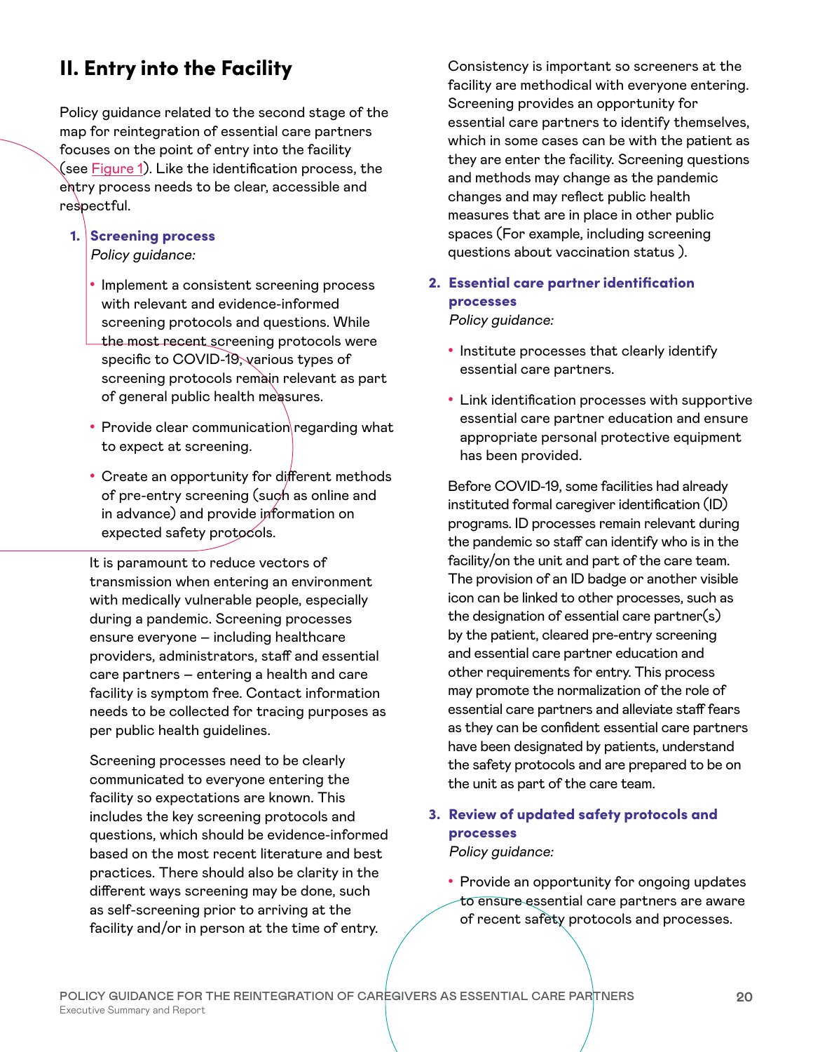## II. Entry into the Facility

Policy guidance related to the second stage of the map for reintegration of essential care partners focuses on the point of entry into the facility (see Figure 1). Like the identification process, the entry process needs to be clear, accessible and respectful.

1. **Screening process**
   *Policy guidance:*

   - Implement a consistent screening process with relevant and evidence-informed screening protocols and questions. While the most recent screening protocols were specific to COVID-19, various types of screening protocols remain relevant as part of general public health measures.
   - Provide clear communication regarding what to expect at screening.
   - Create an opportunity for different methods of pre-entry screening (such as online and in advance) and provide information on expected safety protocols.

   It is paramount to reduce vectors of transmission when entering an environment with medically vulnerable people, especially during a pandemic. Screening processes ensure everyone – including healthcare providers, administrators, staff and essential care partners – entering a health and care facility is symptom free. Contact information needs to be collected for tracing purposes as per public health guidelines.

   Screening processes need to be clearly communicated to everyone entering the facility so expectations are known. This includes the key screening protocols and questions, which should be evidence-informed based on the most recent literature and best practices. There should also be clarity in the different ways screening may be done, such as self-screening prior to arriving at the facility and/or in person at the time of entry.

   Consistency is important so screeners at the facility are methodical with everyone entering. Screening provides an opportunity for essential care partners to identify themselves, which in some cases can be with the patient as they are enter the facility. Screening questions and methods may change as the pandemic changes and may reflect public health measures that are in place in other public spaces (For example, including screening questions about vaccination status ).

2. **Essential care partner identification processes**
   *Policy guidance:*

   - Institute processes that clearly identify essential care partners.
   - Link identification processes with supportive essential care partner education and ensure appropriate personal protective equipment has been provided.

   Before COVID-19, some facilities had already instituted formal caregiver identification (ID) programs. ID processes remain relevant during the pandemic so staff can identify who is in the facility/on the unit and part of the care team. The provision of an ID badge or another visible icon can be linked to other processes, such as the designation of essential care partner(s) by the patient, cleared pre-entry screening and essential care partner education and other requirements for entry. This process may promote the normalization of the role of essential care partners and alleviate staff fears as they can be confident essential care partners have been designated by patients, understand the safety protocols and are prepared to be on the unit as part of the care team.

3. **Review of updated safety protocols and processes**
   *Policy guidance:*

   - Provide an opportunity for ongoing updates to ensure essential care partners are aware of recent safety protocols and processes.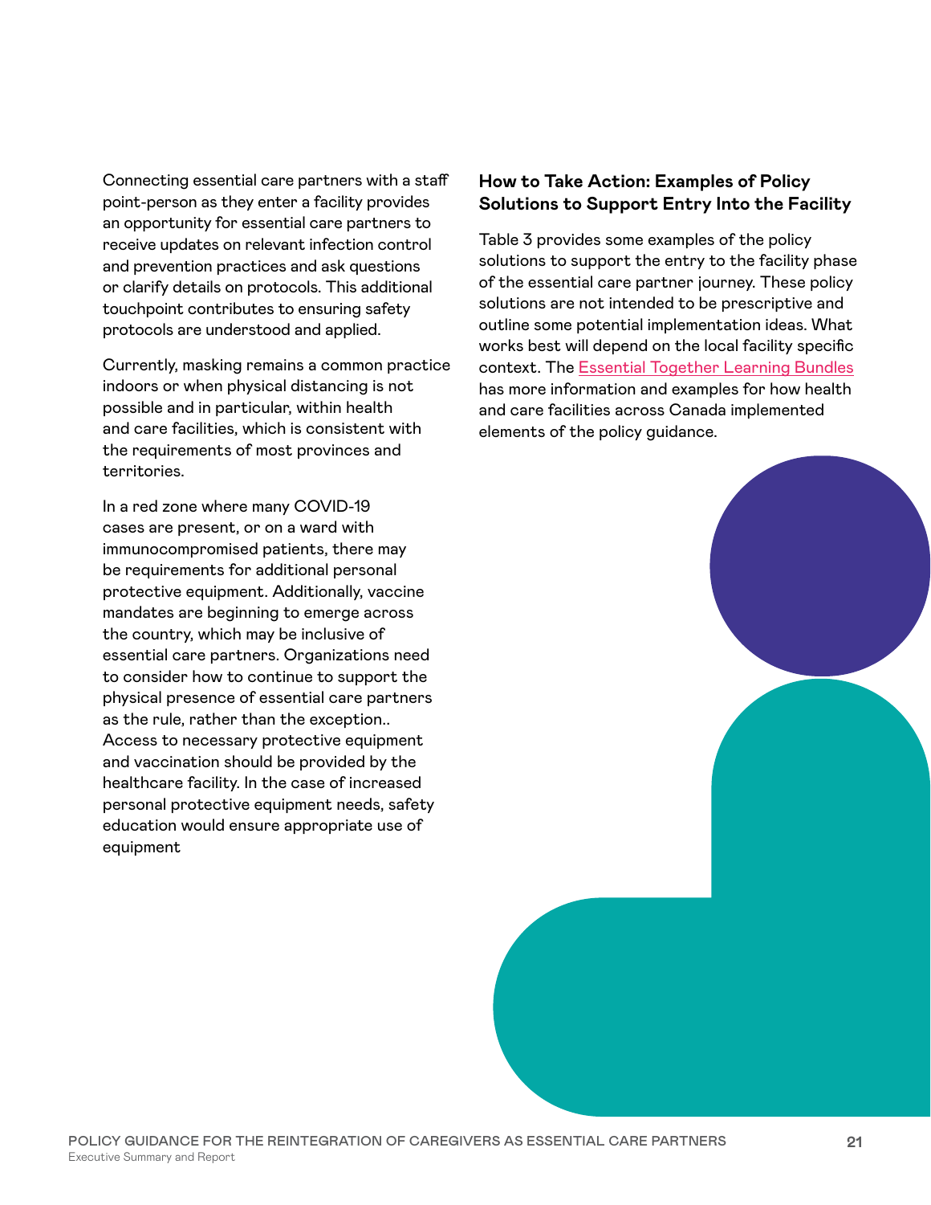Connecting essential care partners with a staff point-person as they enter a facility provides an opportunity for essential care partners to receive updates on relevant infection control and prevention practices and ask questions or clarify details on protocols. This additional touchpoint contributes to ensuring safety protocols are understood and applied.

Currently, masking remains a common practice indoors or when physical distancing is not possible and in particular, within health and care facilities, which is consistent with the requirements of most provinces and territories.

In a red zone where many COVID-19 cases are present, or on a ward with immunocompromised patients, there may be requirements for additional personal protective equipment. Additionally, vaccine mandates are beginning to emerge across the country, which may be inclusive of essential care partners. Organizations need to consider how to continue to support the physical presence of essential care partners as the rule, rather than the exception.. Access to necessary protective equipment and vaccination should be provided by the healthcare facility. In the case of increased personal protective equipment needs, safety education would ensure appropriate use of equipment

### How to Take Action: Examples of Policy Solutions to Support Entry Into the Facility

Table 3 provides some examples of the policy solutions to support the entry to the facility phase of the essential care partner journey. These policy solutions are not intended to be prescriptive and outline some potential implementation ideas. What works best will depend on the local facility specific context. The Essential Together Learning Bundles has more information and examples for how health and care facilities across Canada implemented elements of the policy guidance.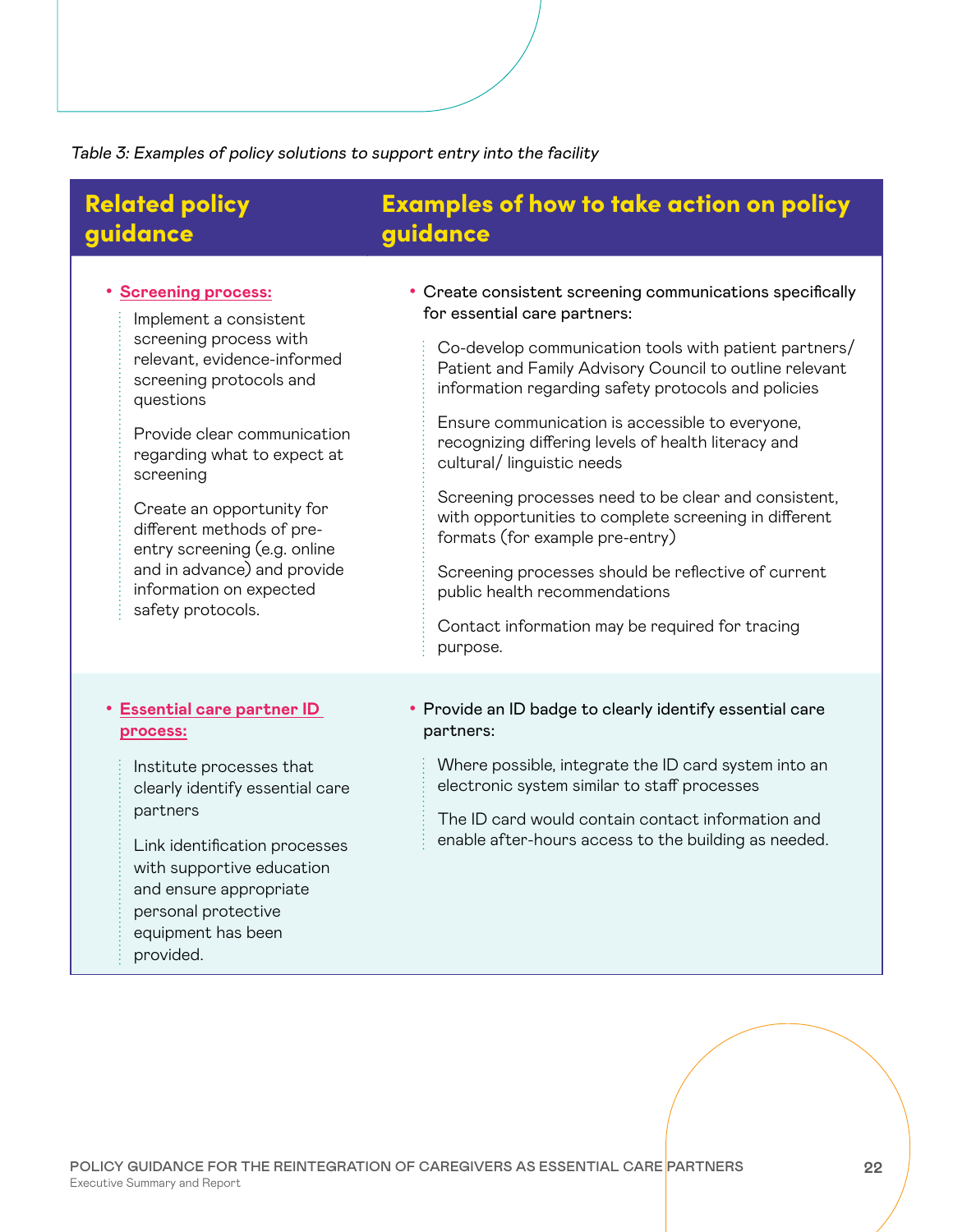*Table 3: Examples of policy solutions to support entry into the facility*

| Related policy guidance | Examples of how to take action on policy guidance |
|---|---|
| • **Screening process:**<br>Implement a consistent screening process with relevant, evidence-informed screening protocols and questions<br>Provide clear communication regarding what to expect at screening<br>Create an opportunity for different methods of pre-entry screening (e.g. online and in advance) and provide information on expected safety protocols. | • Create consistent screening communications specifically for essential care partners:<br>Co-develop communication tools with patient partners/ Patient and Family Advisory Council to outline relevant information regarding safety protocols and policies<br>Ensure communication is accessible to everyone, recognizing differing levels of health literacy and cultural/ linguistic needs<br>Screening processes need to be clear and consistent, with opportunities to complete screening in different formats (for example pre-entry)<br>Screening processes should be reflective of current public health recommendations<br>Contact information may be required for tracing purpose. |
| • **Essential care partner ID process:**<br>Institute processes that clearly identify essential care partners<br>Link identification processes with supportive education and ensure appropriate personal protective equipment has been provided. | • Provide an ID badge to clearly identify essential care partners:<br>Where possible, integrate the ID card system into an electronic system similar to staff processes<br>The ID card would contain contact information and enable after-hours access to the building as needed. |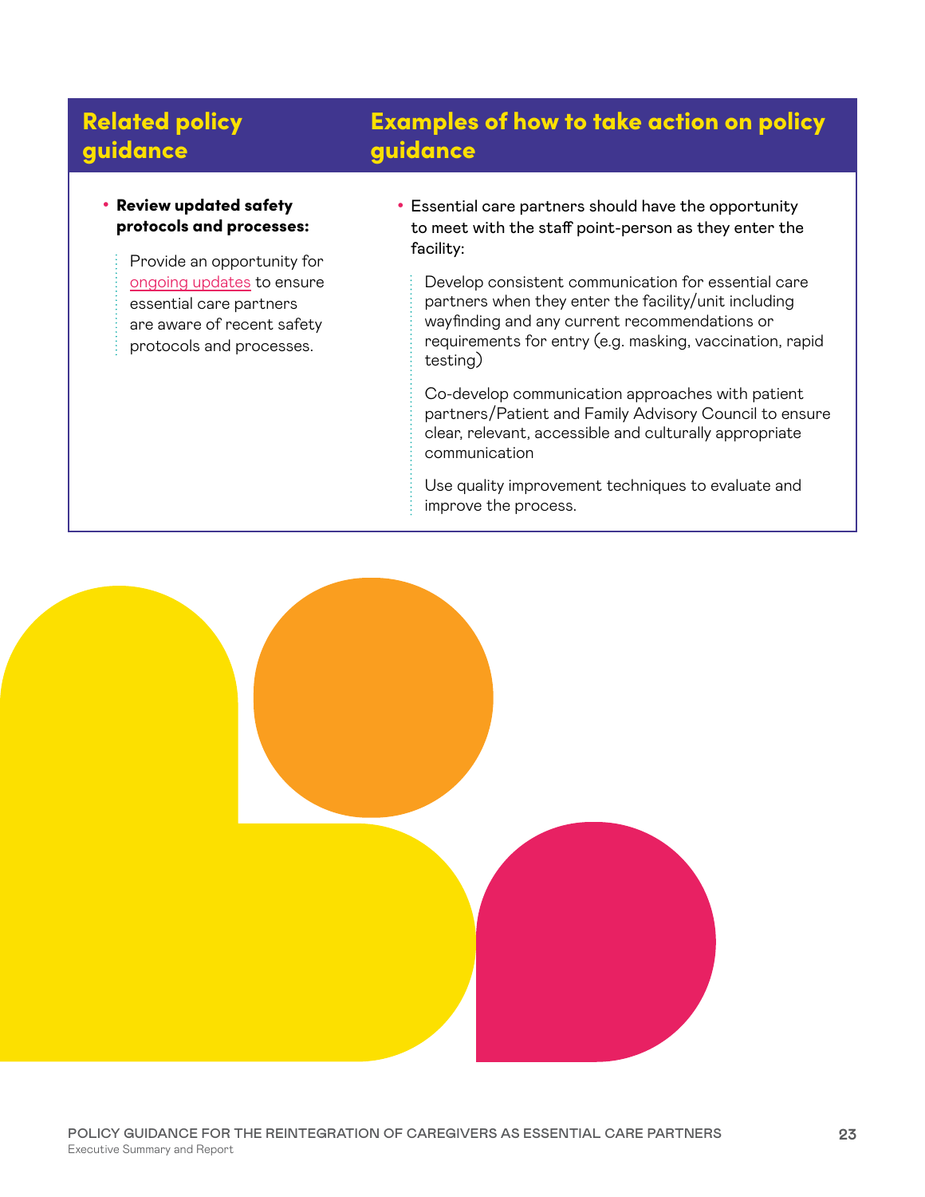| Related policy guidance | Examples of how to take action on policy guidance |
|---|---|
| • **Review updated safety protocols and processes:**<br><br>Provide an opportunity for ongoing updates to ensure essential care partners are aware of recent safety protocols and processes. | • Essential care partners should have the opportunity to meet with the staff point-person as they enter the facility:<br><br>Develop consistent communication for essential care partners when they enter the facility/unit including wayfinding and any current recommendations or requirements for entry (e.g. masking, vaccination, rapid testing)<br><br>Co-develop communication approaches with patient partners/Patient and Family Advisory Council to ensure clear, relevant, accessible and culturally appropriate communication<br><br>Use quality improvement techniques to evaluate and improve the process. |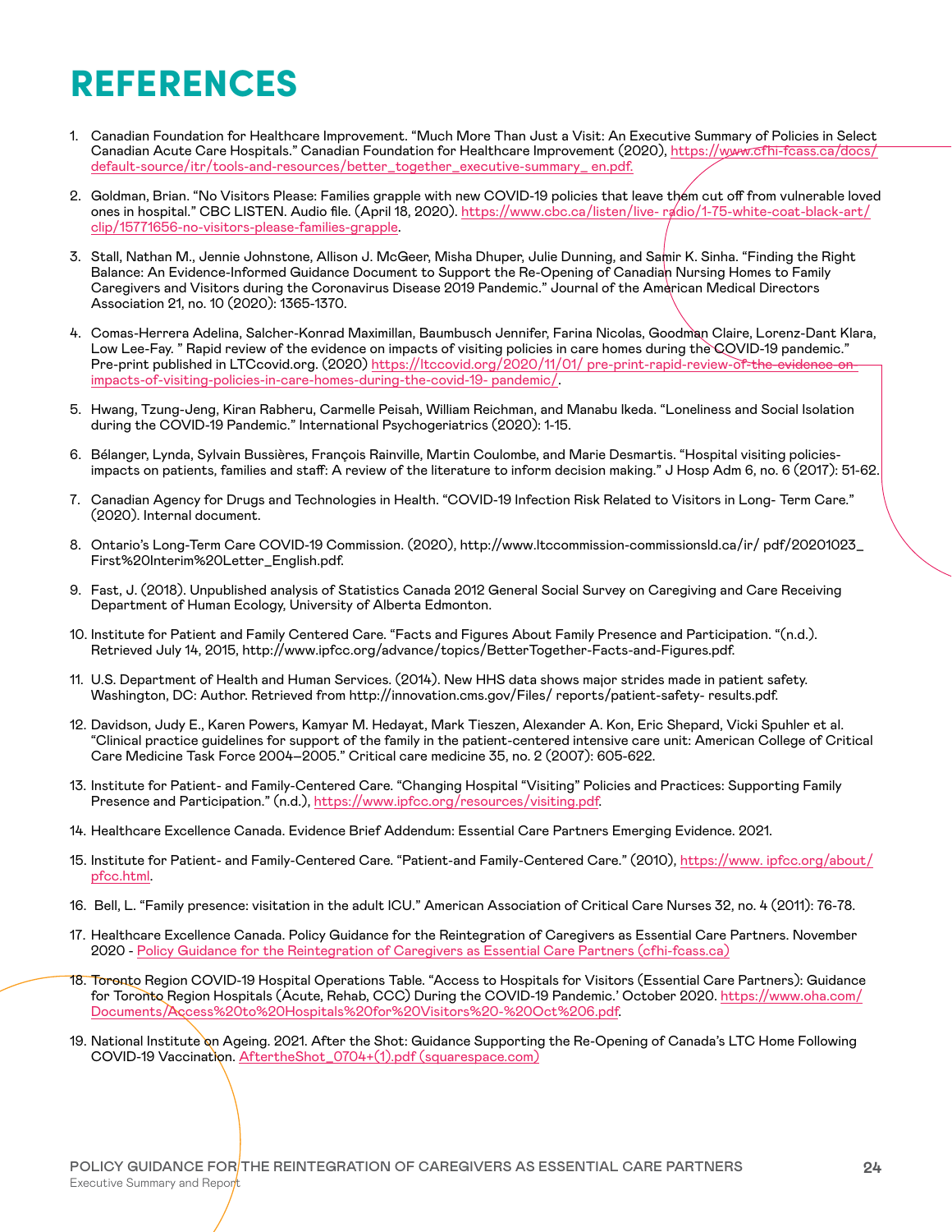# REFERENCES

1. Canadian Foundation for Healthcare Improvement. "Much More Than Just a Visit: An Executive Summary of Policies in Select Canadian Acute Care Hospitals." Canadian Foundation for Healthcare Improvement (2020), https://www.cfhi-fcass.ca/docs/default-source/itr/tools-and-resources/better_together_executive-summary_ en.pdf.

2. Goldman, Brian. "No Visitors Please: Families grapple with new COVID-19 policies that leave them cut off from vulnerable loved ones in hospital." CBC LISTEN. Audio file. (April 18, 2020). https://www.cbc.ca/listen/live- radio/1-75-white-coat-black-art/clip/15771656-no-visitors-please-families-grapple.

3. Stall, Nathan M., Jennie Johnstone, Allison J. McGeer, Misha Dhuper, Julie Dunning, and Samir K. Sinha. "Finding the Right Balance: An Evidence-Informed Guidance Document to Support the Re-Opening of Canadian Nursing Homes to Family Caregivers and Visitors during the Coronavirus Disease 2019 Pandemic." Journal of the American Medical Directors Association 21, no. 10 (2020): 1365-1370.

4. Comas-Herrera Adelina, Salcher-Konrad Maximillan, Baumbusch Jennifer, Farina Nicolas, Goodman Claire, Lorenz-Dant Klara, Low Lee-Fay. " Rapid review of the evidence on impacts of visiting policies in care homes during the COVID-19 pandemic." Pre-print published in LTCcovid.org. (2020) https://ltccovid.org/2020/11/01/ pre-print-rapid-review-of-the-evidence-on impacts-of-visiting-policies-in-care-homes-during-the-covid-19- pandemic/.

5. Hwang, Tzung-Jeng, Kiran Rabheru, Carmelle Peisah, William Reichman, and Manabu Ikeda. "Loneliness and Social Isolation during the COVID-19 Pandemic." International Psychogeriatrics (2020): 1-15.

6. Bélanger, Lynda, Sylvain Bussières, François Rainville, Martin Coulombe, and Marie Desmartis. "Hospital visiting policies-impacts on patients, families and staff: A review of the literature to inform decision making." J Hosp Adm 6, no. 6 (2017): 51-62.

7. Canadian Agency for Drugs and Technologies in Health. "COVID-19 Infection Risk Related to Visitors in Long- Term Care." (2020). Internal document.

8. Ontario's Long-Term Care COVID-19 Commission. (2020), http://www.ltccommission-commissionsld.ca/ir/ pdf/20201023_First%20Interim%20Letter_English.pdf.

9. Fast, J. (2018). Unpublished analysis of Statistics Canada 2012 General Social Survey on Caregiving and Care Receiving Department of Human Ecology, University of Alberta Edmonton.

10. Institute for Patient and Family Centered Care. "Facts and Figures About Family Presence and Participation. "(n.d.). Retrieved July 14, 2015, http://www.ipfcc.org/advance/topics/BetterTogether-Facts-and-Figures.pdf.

11. U.S. Department of Health and Human Services. (2014). New HHS data shows major strides made in patient safety. Washington, DC: Author. Retrieved from http://innovation.cms.gov/Files/ reports/patient-safety- results.pdf.

12. Davidson, Judy E., Karen Powers, Kamyar M. Hedayat, Mark Tieszen, Alexander A. Kon, Eric Shepard, Vicki Spuhler et al. "Clinical practice guidelines for support of the family in the patient-centered intensive care unit: American College of Critical Care Medicine Task Force 2004–2005." Critical care medicine 35, no. 2 (2007): 605-622.

13. Institute for Patient- and Family-Centered Care. "Changing Hospital "Visiting" Policies and Practices: Supporting Family Presence and Participation." (n.d.), https://www.ipfcc.org/resources/visiting.pdf.

14. Healthcare Excellence Canada. Evidence Brief Addendum: Essential Care Partners Emerging Evidence. 2021.

15. Institute for Patient- and Family-Centered Care. "Patient-and Family-Centered Care." (2010), https://www. ipfcc.org/about/pfcc.html.

16. Bell, L. "Family presence: visitation in the adult ICU." American Association of Critical Care Nurses 32, no. 4 (2011): 76-78.

17. Healthcare Excellence Canada. Policy Guidance for the Reintegration of Caregivers as Essential Care Partners. November 2020 - Policy Guidance for the Reintegration of Caregivers as Essential Care Partners (cfhi-fcass.ca)

18. Toronto Region COVID-19 Hospital Operations Table. "Access to Hospitals for Visitors (Essential Care Partners): Guidance for Toronto Region Hospitals (Acute, Rehab, CCC) During the COVID-19 Pandemic.' October 2020. https://www.oha.com/Documents/Access%20to%20Hospitals%20for%20Visitors%20-%20Oct%206.pdf.

19. National Institute on Ageing. 2021. After the Shot: Guidance Supporting the Re-Opening of Canada's LTC Home Following COVID-19 Vaccination. AftertheShot_0704+(1).pdf (squarespace.com)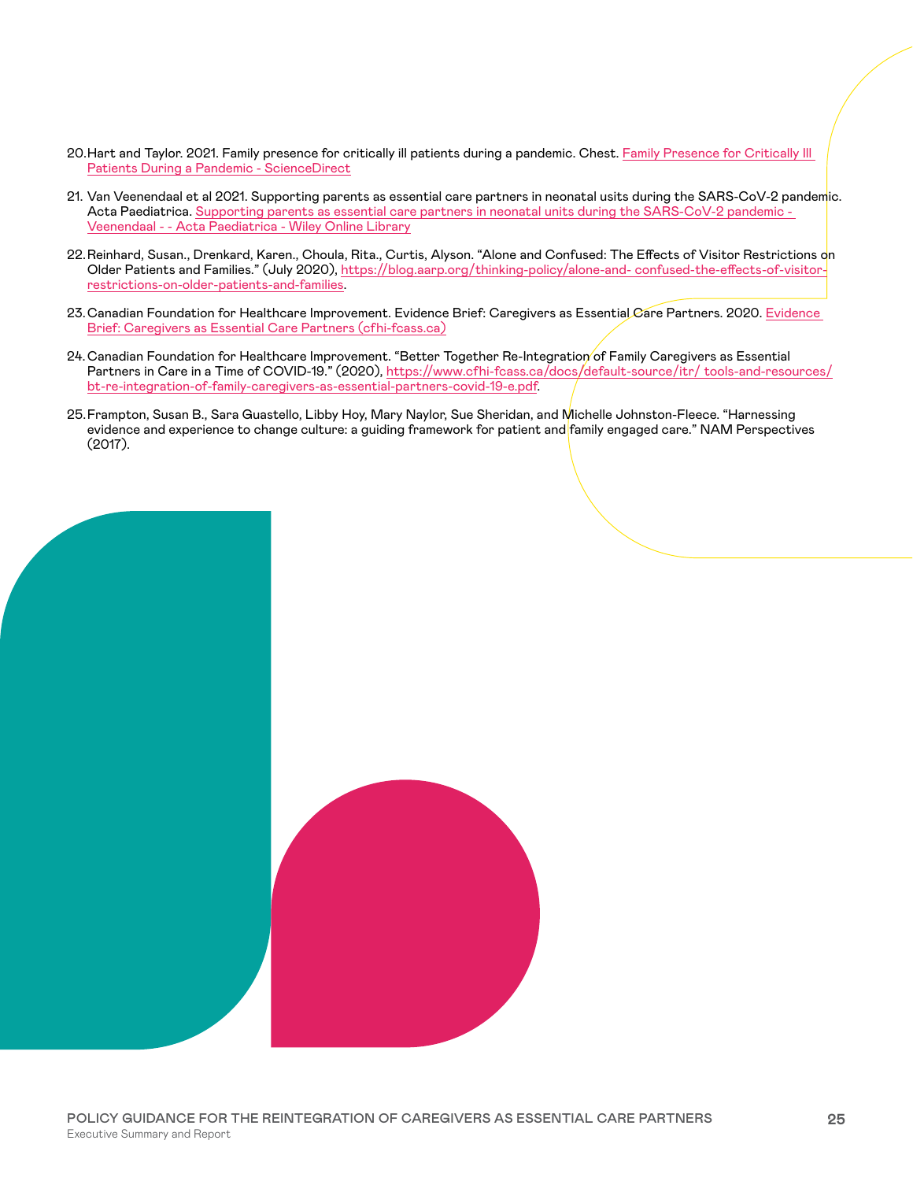20. Hart and Taylor. 2021. Family presence for critically ill patients during a pandemic. Chest. Family Presence for Critically Ill Patients During a Pandemic - ScienceDirect

21. Van Veenendaal et al 2021. Supporting parents as essential care partners in neonatal usits during the SARS-CoV-2 pandemic. Acta Paediatrica. Supporting parents as essential care partners in neonatal units during the SARS-CoV-2 pandemic - Veenendaal - - Acta Paediatrica - Wiley Online Library

22. Reinhard, Susan., Drenkard, Karen., Choula, Rita., Curtis, Alyson. "Alone and Confused: The Effects of Visitor Restrictions on Older Patients and Families." (July 2020), https://blog.aarp.org/thinking-policy/alone-and- confused-the-effects-of-visitor-restrictions-on-older-patients-and-families.

23. Canadian Foundation for Healthcare Improvement. Evidence Brief: Caregivers as Essential Care Partners. 2020. Evidence Brief: Caregivers as Essential Care Partners (cfhi-fcass.ca)

24. Canadian Foundation for Healthcare Improvement. "Better Together Re-Integration of Family Caregivers as Essential Partners in Care in a Time of COVID-19." (2020), https://www.cfhi-fcass.ca/docs/default-source/itr/ tools-and-resources/bt-re-integration-of-family-caregivers-as-essential-partners-covid-19-e.pdf.

25. Frampton, Susan B., Sara Guastello, Libby Hoy, Mary Naylor, Sue Sheridan, and Michelle Johnston-Fleece. "Harnessing evidence and experience to change culture: a guiding framework for patient and family engaged care." NAM Perspectives (2017).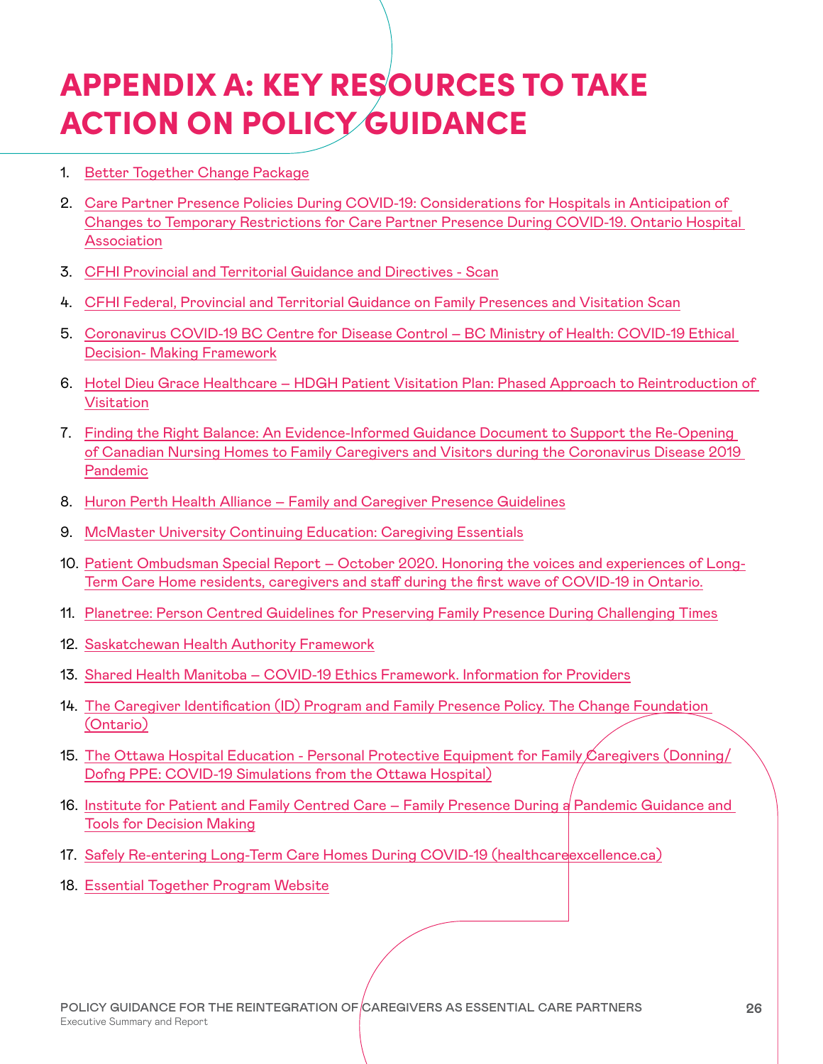# APPENDIX A: KEY RESOURCES TO TAKE ACTION ON POLICY GUIDANCE

1. Better Together Change Package
2. Care Partner Presence Policies During COVID-19: Considerations for Hospitals in Anticipation of Changes to Temporary Restrictions for Care Partner Presence During COVID-19. Ontario Hospital Association
3. CFHI Provincial and Territorial Guidance and Directives - Scan
4. CFHI Federal, Provincial and Territorial Guidance on Family Presences and Visitation Scan
5. Coronavirus COVID-19 BC Centre for Disease Control – BC Ministry of Health: COVID-19 Ethical Decision- Making Framework
6. Hotel Dieu Grace Healthcare – HDGH Patient Visitation Plan: Phased Approach to Reintroduction of Visitation
7. Finding the Right Balance: An Evidence-Informed Guidance Document to Support the Re-Opening of Canadian Nursing Homes to Family Caregivers and Visitors during the Coronavirus Disease 2019 Pandemic
8. Huron Perth Health Alliance – Family and Caregiver Presence Guidelines
9. McMaster University Continuing Education: Caregiving Essentials
10. Patient Ombudsman Special Report – October 2020. Honoring the voices and experiences of Long-Term Care Home residents, caregivers and staff during the first wave of COVID-19 in Ontario.
11. Planetree: Person Centred Guidelines for Preserving Family Presence During Challenging Times
12. Saskatchewan Health Authority Framework
13. Shared Health Manitoba – COVID-19 Ethics Framework. Information for Providers
14. The Caregiver Identification (ID) Program and Family Presence Policy. The Change Foundation (Ontario)
15. The Ottawa Hospital Education - Personal Protective Equipment for Family Caregivers (Donning/Dofng PPE: COVID-19 Simulations from the Ottawa Hospital)
16. Institute for Patient and Family Centred Care – Family Presence During a Pandemic Guidance and Tools for Decision Making
17. Safely Re-entering Long-Term Care Homes During COVID-19 (healthcareexcellence.ca)
18. Essential Together Program Website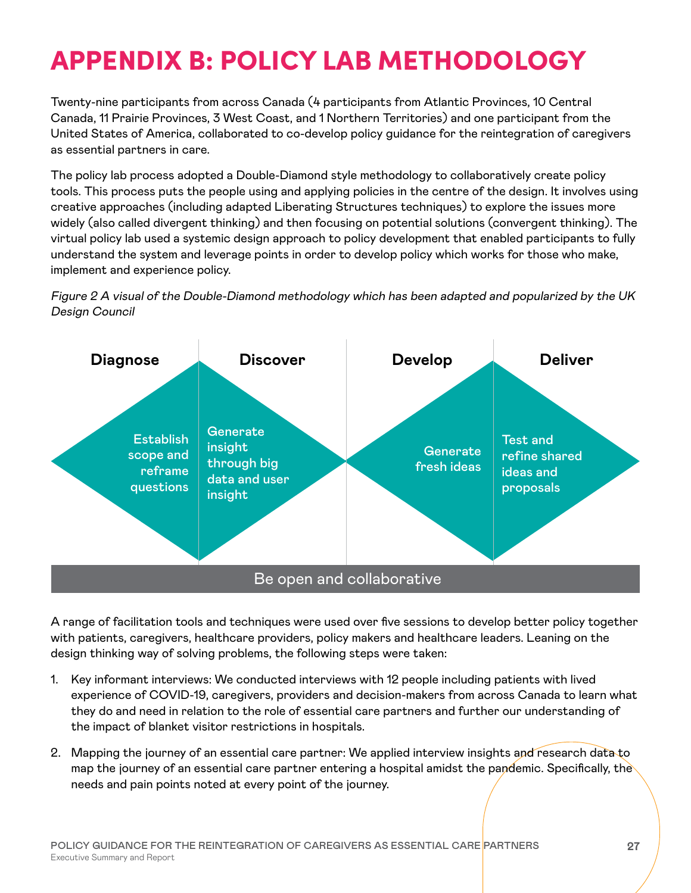# APPENDIX B: POLICY LAB METHODOLOGY

Twenty-nine participants from across Canada (4 participants from Atlantic Provinces, 10 Central Canada, 11 Prairie Provinces, 3 West Coast, and 1 Northern Territories) and one participant from the United States of America, collaborated to co-develop policy guidance for the reintegration of caregivers as essential partners in care.

The policy lab process adopted a Double-Diamond style methodology to collaboratively create policy tools. This process puts the people using and applying policies in the centre of the design. It involves using creative approaches (including adapted Liberating Structures techniques) to explore the issues more widely (also called divergent thinking) and then focusing on potential solutions (convergent thinking). The virtual policy lab used a systemic design approach to policy development that enabled participants to fully understand the system and leverage points in order to develop policy which works for those who make, implement and experience policy.

*Figure 2 A visual of the Double-Diamond methodology which has been adapted and popularized by the UK Design Council*

| Diagnose | Discover | Develop | Deliver |
|---|---|---|---|
| Establish scope and reframe questions | Generate insight through big data and user insight | Generate fresh ideas | Test and refine shared ideas and proposals |

Be open and collaborative

A range of facilitation tools and techniques were used over five sessions to develop better policy together with patients, caregivers, healthcare providers, policy makers and healthcare leaders. Leaning on the design thinking way of solving problems, the following steps were taken:

1. Key informant interviews: We conducted interviews with 12 people including patients with lived experience of COVID-19, caregivers, providers and decision-makers from across Canada to learn what they do and need in relation to the role of essential care partners and further our understanding of the impact of blanket visitor restrictions in hospitals.
2. Mapping the journey of an essential care partner: We applied interview insights and research data to map the journey of an essential care partner entering a hospital amidst the pandemic. Specifically, the needs and pain points noted at every point of the journey.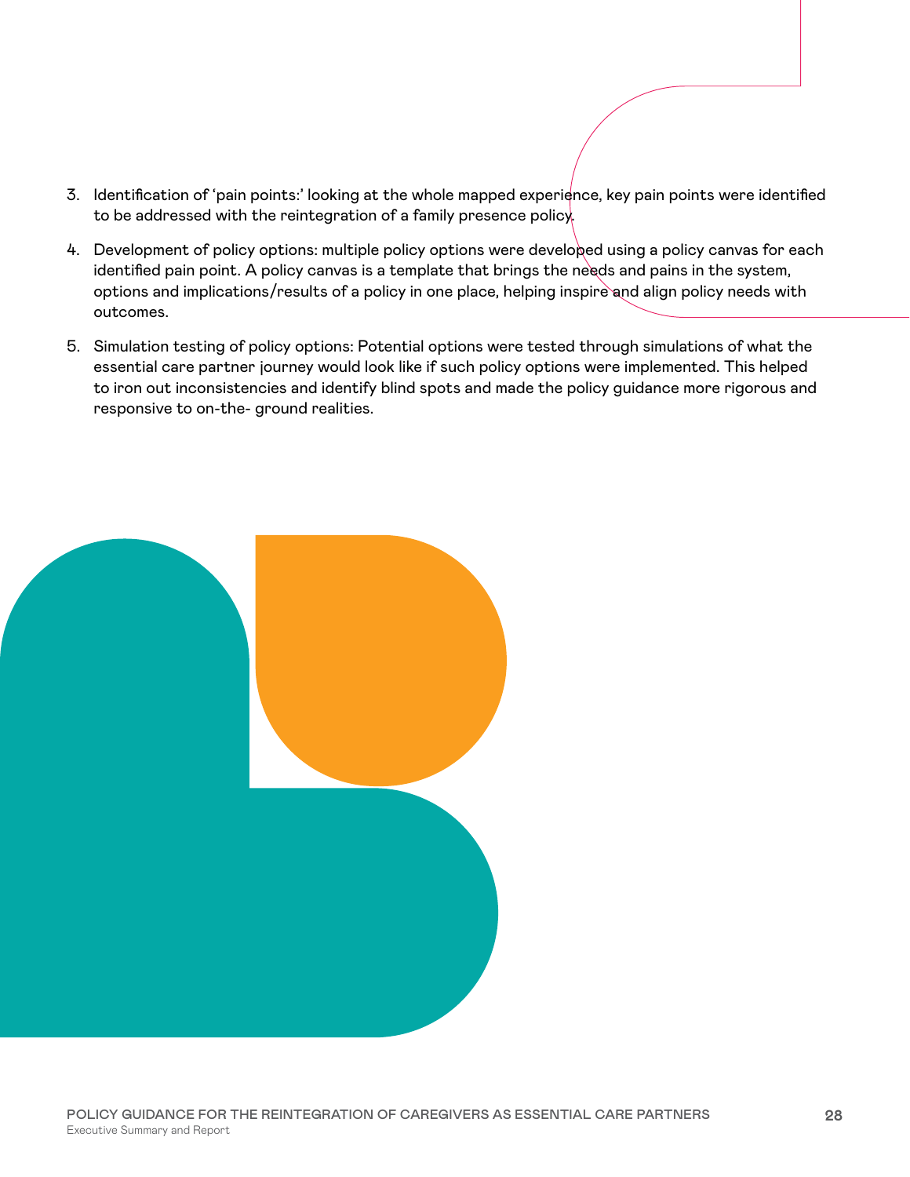3. Identification of ‘pain points:’ looking at the whole mapped experience, key pain points were identified to be addressed with the reintegration of a family presence policy.
4. Development of policy options: multiple policy options were developed using a policy canvas for each identified pain point. A policy canvas is a template that brings the needs and pains in the system, options and implications/results of a policy in one place, helping inspire and align policy needs with outcomes.
5. Simulation testing of policy options: Potential options were tested through simulations of what the essential care partner journey would look like if such policy options were implemented. This helped to iron out inconsistencies and identify blind spots and made the policy guidance more rigorous and responsive to on-the- ground realities.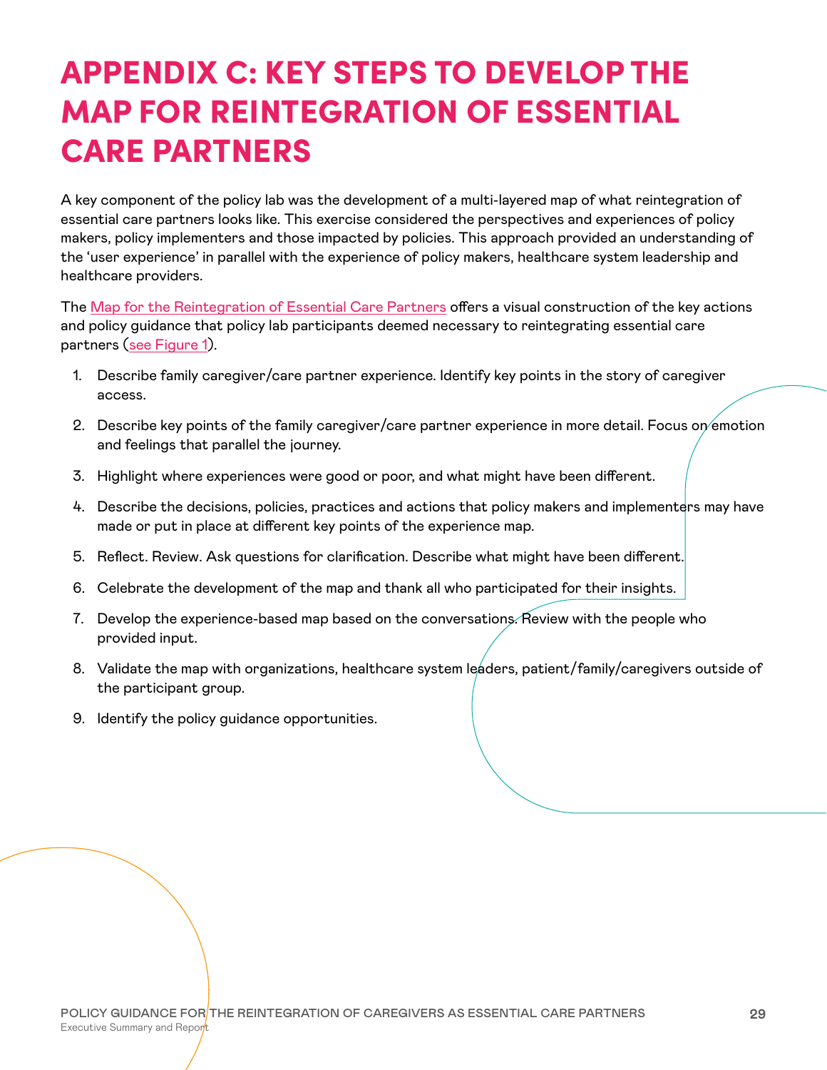# APPENDIX C: KEY STEPS TO DEVELOP THE MAP FOR REINTEGRATION OF ESSENTIAL CARE PARTNERS

A key component of the policy lab was the development of a multi-layered map of what reintegration of essential care partners looks like. This exercise considered the perspectives and experiences of policy makers, policy implementers and those impacted by policies. This approach provided an understanding of the 'user experience' in parallel with the experience of policy makers, healthcare system leadership and healthcare providers.

The Map for the Reintegration of Essential Care Partners offers a visual construction of the key actions and policy guidance that policy lab participants deemed necessary to reintegrating essential care partners (see Figure 1).

1. Describe family caregiver/care partner experience. Identify key points in the story of caregiver access.
2. Describe key points of the family caregiver/care partner experience in more detail. Focus on emotion and feelings that parallel the journey.
3. Highlight where experiences were good or poor, and what might have been different.
4. Describe the decisions, policies, practices and actions that policy makers and implementers may have made or put in place at different key points of the experience map.
5. Reflect. Review. Ask questions for clarification. Describe what might have been different.
6. Celebrate the development of the map and thank all who participated for their insights.
7. Develop the experience-based map based on the conversations. Review with the people who provided input.
8. Validate the map with organizations, healthcare system leaders, patient/family/caregivers outside of the participant group.
9. Identify the policy guidance opportunities.